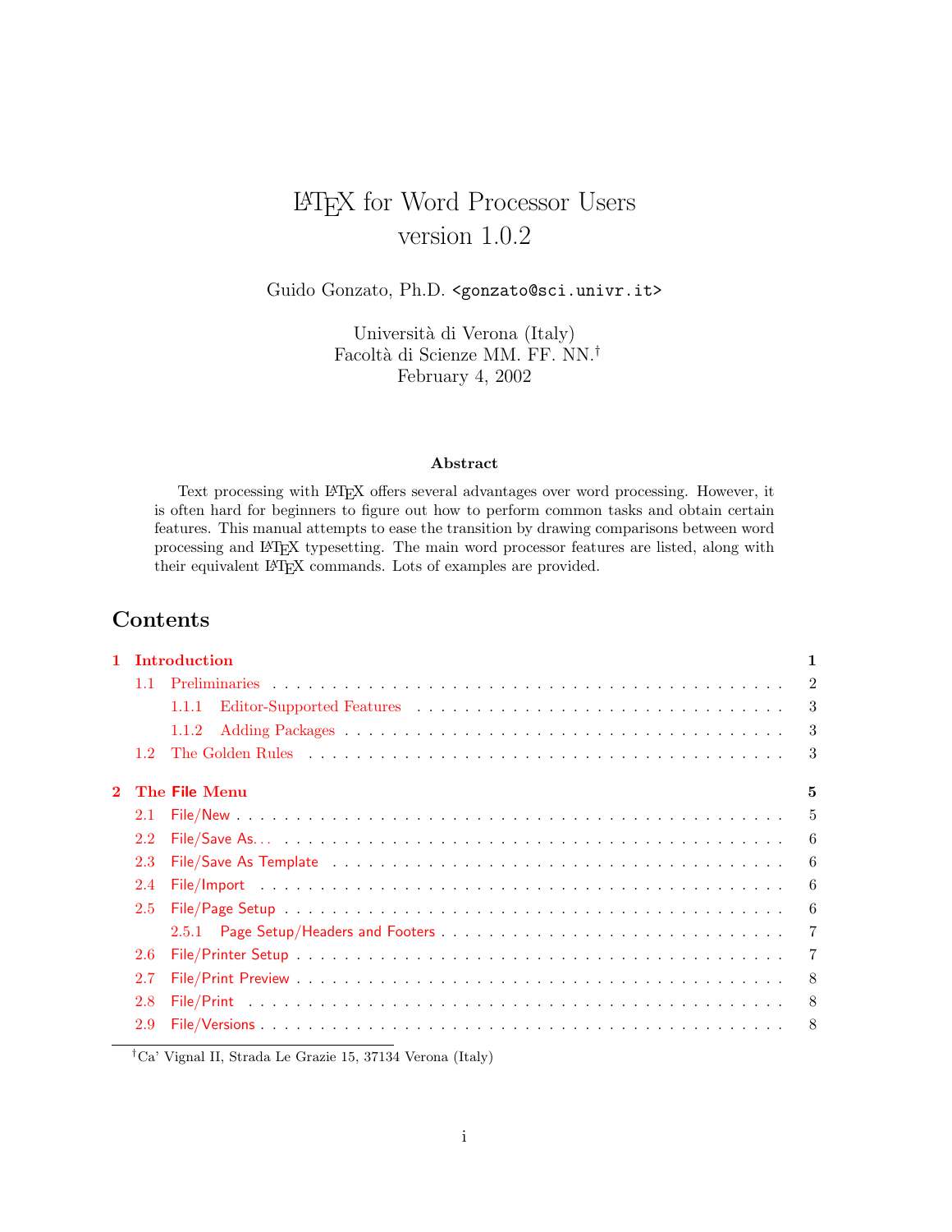# LaTeX for Word Processor Users version 1.0.2

Guido Gonzato, Ph.D. `<gonzato@sci.univr.it>`

Università di Verona (Italy)
Facoltà di Scienze MM. FF. NN.[†]
February 4, 2002

### Abstract

Text processing with LaTeX offers several advantages over word processing. However, it is often hard for beginners to figure out how to perform common tasks and obtain certain features. This manual attempts to ease the transition by drawing comparisons between word processing and LaTeX typesetting. The main word processor features are listed, along with their equivalent LaTeX commands. Lots of examples are provided.

## Contents

- **1 Introduction** ... 1
  - 1.1 Preliminaries ... 2
    - 1.1.1 Editor-Supported Features ... 3
    - 1.1.2 Adding Packages ... 3
  - 1.2 The Golden Rules ... 3
- **2 The File Menu** ... 5
  - 2.1 File/New ... 5
  - 2.2 File/Save As... ... 6
  - 2.3 File/Save As Template ... 6
  - 2.4 File/Import ... 6
  - 2.5 File/Page Setup ... 6
    - 2.5.1 Page Setup/Headers and Footers ... 7
  - 2.6 File/Printer Setup ... 7
  - 2.7 File/Print Preview ... 8
  - 2.8 File/Print ... 8
  - 2.9 File/Versions ... 8

[†] Ca' Vignal II, Strada Le Grazie 15, 37134 Verona (Italy)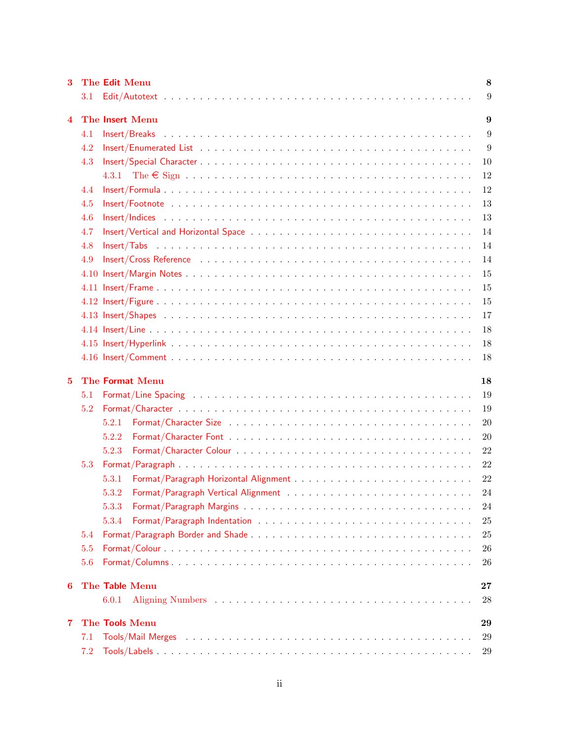3 The **Edit** Menu ... 8
- 3.1 Edit/Autotext ... 9

4 The **Insert** Menu ... 9
- 4.1 Insert/Breaks ... 9
- 4.2 Insert/Enumerated List ... 9
- 4.3 Insert/Special Character ... 10
  - 4.3.1 The € Sign ... 12
- 4.4 Insert/Formula ... 12
- 4.5 Insert/Footnote ... 13
- 4.6 Insert/Indices ... 13
- 4.7 Insert/Vertical and Horizontal Space ... 14
- 4.8 Insert/Tabs ... 14
- 4.9 Insert/Cross Reference ... 14
- 4.10 Insert/Margin Notes ... 15
- 4.11 Insert/Frame ... 15
- 4.12 Insert/Figure ... 15
- 4.13 Insert/Shapes ... 17
- 4.14 Insert/Line ... 18
- 4.15 Insert/Hyperlink ... 18
- 4.16 Insert/Comment ... 18

5 The **Format** Menu ... 18
- 5.1 Format/Line Spacing ... 19
- 5.2 Format/Character ... 19
  - 5.2.1 Format/Character Size ... 20
  - 5.2.2 Format/Character Font ... 20
  - 5.2.3 Format/Character Colour ... 22
- 5.3 Format/Paragraph ... 22
  - 5.3.1 Format/Paragraph Horizontal Alignment ... 22
  - 5.3.2 Format/Paragraph Vertical Alignment ... 24
  - 5.3.3 Format/Paragraph Margins ... 24
  - 5.3.4 Format/Paragraph Indentation ... 25
- 5.4 Format/Paragraph Border and Shade ... 25
- 5.5 Format/Colour ... 26
- 5.6 Format/Columns ... 26

6 The **Table** Menu ... 27
  - 6.0.1 Aligning Numbers ... 28

7 The **Tools** Menu ... 29
- 7.1 Tools/Mail Merges ... 29
- 7.2 Tools/Labels ... 29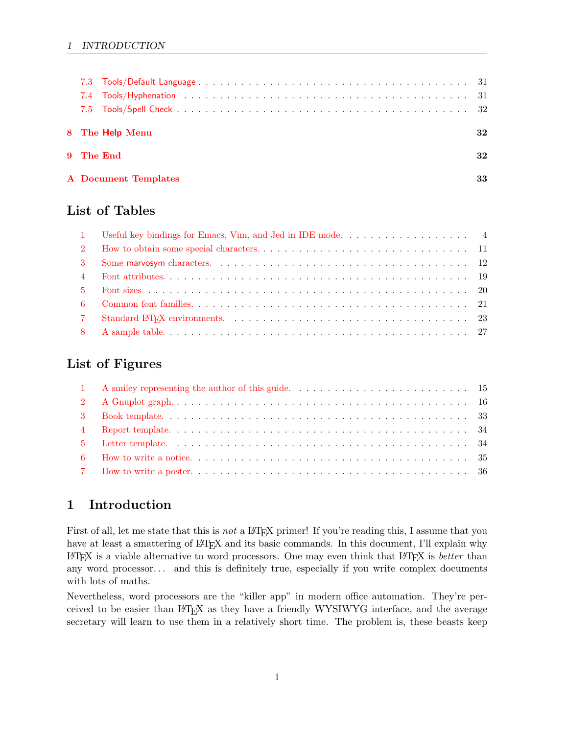7.3 Tools/Default Language . . . . . 31
7.4 Tools/Hyphenation . . . . . 31
7.5 Tools/Spell Check . . . . . 32

**8 The Help Menu** **32**

**9 The End** **32**

**A Document Templates** **33**

## List of Tables

1 Useful key bindings for Emacs, Vim, and Jed in IDE mode. . . . . 4
2 How to obtain some special characters. . . . . 11
3 Some marvosym characters. . . . . 12
4 Font attributes. . . . . 19
5 Font sizes . . . . . 20
6 Common font families. . . . . 21
7 Standard LaTeX environments. . . . . 23
8 A sample table. . . . . 27

## List of Figures

1 A smiley representing the author of this guide. . . . . 15
2 A Gnuplot graph. . . . . 16
3 Book template. . . . . 33
4 Report template. . . . . 34
5 Letter template. . . . . 34
6 How to write a notice. . . . . 35
7 How to write a poster. . . . . 36

# 1 Introduction

First of all, let me state that this is *not* a LaTeX primer! If you're reading this, I assume that you have at least a smattering of LaTeX and its basic commands. In this document, I'll explain why LaTeX is a viable alternative to word processors. One may even think that LaTeX is *better* than any word processor... and this is definitely true, especially if you write complex documents with lots of maths.

Nevertheless, word processors are the "killer app" in modern office automation. They're perceived to be easier than LaTeX as they have a friendly WYSIWYG interface, and the average secretary will learn to use them in a relatively short time. The problem is, these beasts keep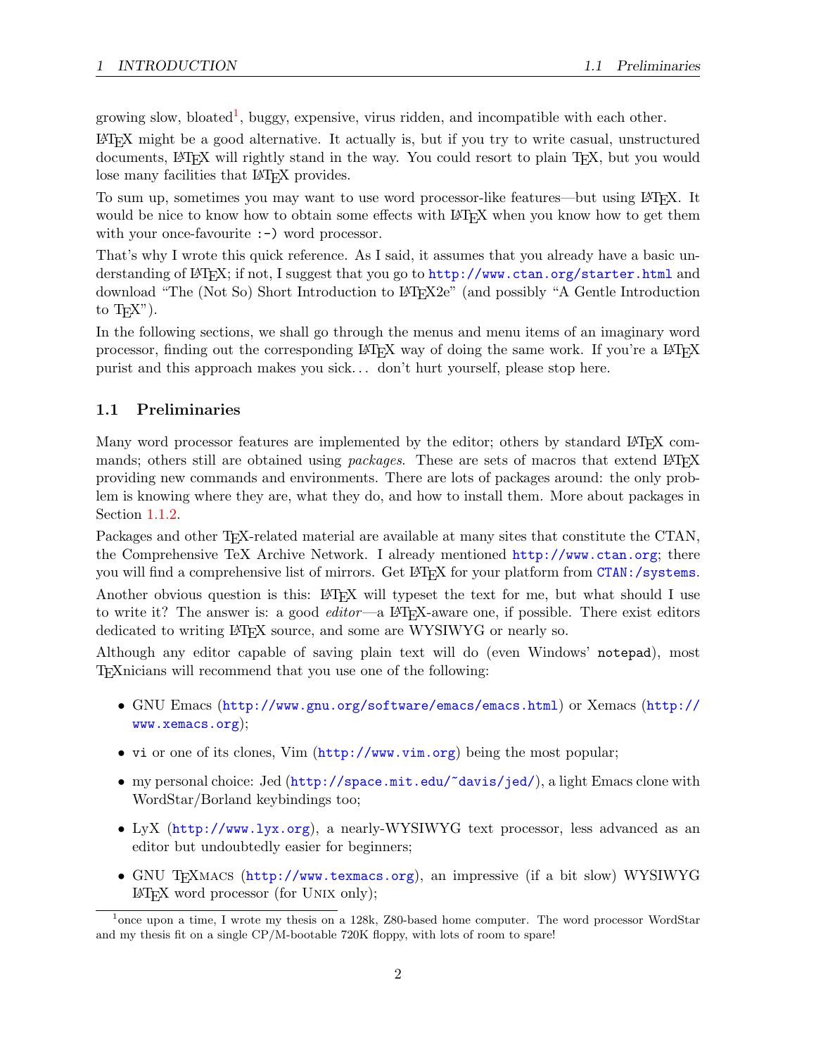growing slow, bloated[1], buggy, expensive, virus ridden, and incompatible with each other.

LaTeX might be a good alternative. It actually is, but if you try to write casual, unstructured documents, LaTeX will rightly stand in the way. You could resort to plain TeX, but you would lose many facilities that LaTeX provides.

To sum up, sometimes you may want to use word processor-like features—but using LaTeX. It would be nice to know how to obtain some effects with LaTeX when you know how to get them with your once-favourite `:-)` word processor.

That's why I wrote this quick reference. As I said, it assumes that you already have a basic understanding of LaTeX; if not, I suggest that you go to http://www.ctan.org/starter.html and download "The (Not So) Short Introduction to LaTeX2e" (and possibly "A Gentle Introduction to TeX").

In the following sections, we shall go through the menus and menu items of an imaginary word processor, finding out the corresponding LaTeX way of doing the same work. If you're a LaTeX purist and this approach makes you sick... don't hurt yourself, please stop here.

## 1.1 Preliminaries

Many word processor features are implemented by the editor; others by standard LaTeX commands; others still are obtained using *packages*. These are sets of macros that extend LaTeX providing new commands and environments. There are lots of packages around: the only problem is knowing where they are, what they do, and how to install them. More about packages in Section 1.1.2.

Packages and other TeX-related material are available at many sites that constitute the CTAN, the Comprehensive TeX Archive Network. I already mentioned http://www.ctan.org; there you will find a comprehensive list of mirrors. Get LaTeX for your platform from CTAN:/systems.

Another obvious question is this: LaTeX will typeset the text for me, but what should I use to write it? The answer is: a good *editor*—a LaTeX-aware one, if possible. There exist editors dedicated to writing LaTeX source, and some are WYSIWYG or nearly so.

Although any editor capable of saving plain text will do (even Windows' `notepad`), most TeXnicians will recommend that you use one of the following:

- GNU Emacs (http://www.gnu.org/software/emacs/emacs.html) or Xemacs (http://www.xemacs.org);
- `vi` or one of its clones, Vim (http://www.vim.org) being the most popular;
- my personal choice: Jed (http://space.mit.edu/~davis/jed/), a light Emacs clone with WordStar/Borland keybindings too;
- LyX (http://www.lyx.org), a nearly-WYSIWYG text processor, less advanced as an editor but undoubtedly easier for beginners;
- GNU TeXmacs (http://www.texmacs.org), an impressive (if a bit slow) WYSIWYG LaTeX word processor (for Unix only);

[1] once upon a time, I wrote my thesis on a 128k, Z80-based home computer. The word processor WordStar and my thesis fit on a single CP/M-bootable 720K floppy, with lots of room to spare!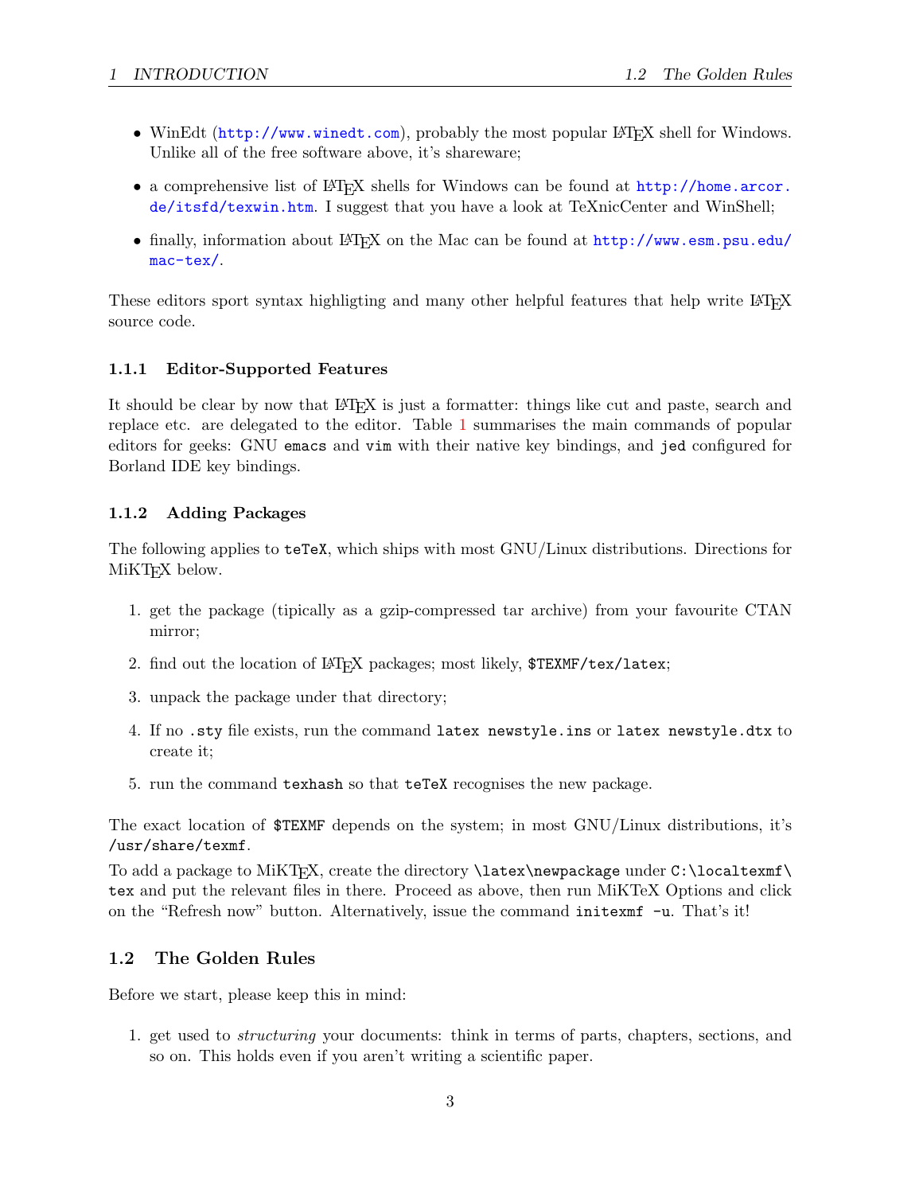- WinEdt (http://www.winedt.com), probably the most popular LaTeX shell for Windows. Unlike all of the free software above, it's shareware;
- a comprehensive list of LaTeX shells for Windows can be found at http://home.arcor.de/itsfd/texwin.htm. I suggest that you have a look at TeXnicCenter and WinShell;
- finally, information about LaTeX on the Mac can be found at http://www.esm.psu.edu/mac-tex/.

These editors sport syntax highligting and many other helpful features that help write LaTeX source code.

### 1.1.1 Editor-Supported Features

It should be clear by now that LaTeX is just a formatter: things like cut and paste, search and replace etc. are delegated to the editor. Table 1 summarises the main commands of popular editors for geeks: GNU `emacs` and `vim` with their native key bindings, and `jed` configured for Borland IDE key bindings.

### 1.1.2 Adding Packages

The following applies to `teTeX`, which ships with most GNU/Linux distributions. Directions for MiKTeX below.

1. get the package (tipically as a gzip-compressed tar archive) from your favourite CTAN mirror;
2. find out the location of LaTeX packages; most likely, `$TEXMF/tex/latex`;
3. unpack the package under that directory;
4. If no `.sty` file exists, run the command `latex newstyle.ins` or `latex newstyle.dtx` to create it;
5. run the command `texhash` so that `teTeX` recognises the new package.

The exact location of `$TEXMF` depends on the system; in most GNU/Linux distributions, it's `/usr/share/texmf`.

To add a package to MiKTeX, create the directory `\latex\newpackage` under `C:\localtexmf\tex` and put the relevant files in there. Proceed as above, then run MiKTeX Options and click on the "Refresh now" button. Alternatively, issue the command `initexmf -u`. That's it!

## 1.2 The Golden Rules

Before we start, please keep this in mind:

1. get used to *structuring* your documents: think in terms of parts, chapters, sections, and so on. This holds even if you aren't writing a scientific paper.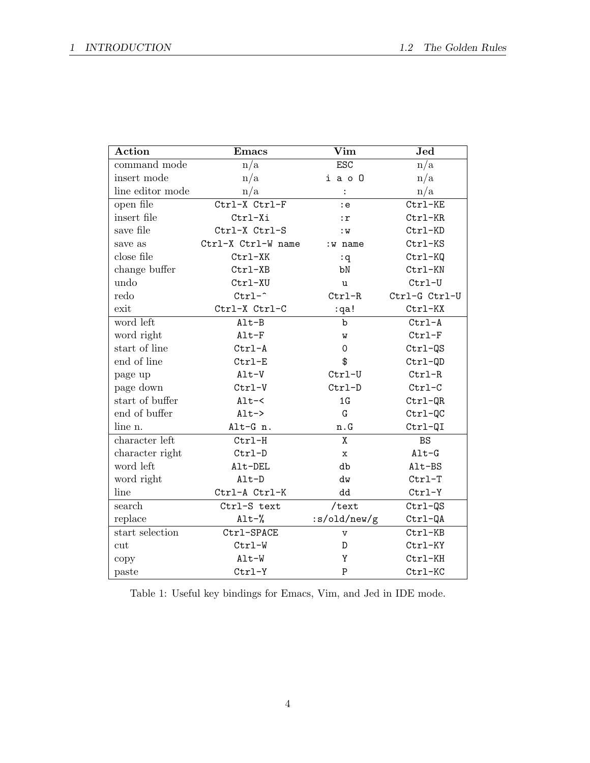| Action | Emacs | Vim | Jed |
|---|---|---|---|
| command mode | n/a | `ESC` | n/a |
| insert mode | n/a | `i a o O` | n/a |
| line editor mode | n/a | `:` | n/a |
| open file | `Ctrl-X Ctrl-F` | `:e` | `Ctrl-KE` |
| insert file | `Ctrl-Xi` | `:r` | `Ctrl-KR` |
| save file | `Ctrl-X Ctrl-S` | `:w` | `Ctrl-KD` |
| save as | `Ctrl-X Ctrl-W name` | `:w name` | `Ctrl-KS` |
| close file | `Ctrl-XK` | `:q` | `Ctrl-KQ` |
| change buffer | `Ctrl-XB` | `bN` | `Ctrl-KN` |
| undo | `Ctrl-XU` | `u` | `Ctrl-U` |
| redo | `Ctrl-^` | `Ctrl-R` | `Ctrl-G Ctrl-U` |
| exit | `Ctrl-X Ctrl-C` | `:qa!` | `Ctrl-KX` |
| word left | `Alt-B` | `b` | `Ctrl-A` |
| word right | `Alt-F` | `w` | `Ctrl-F` |
| start of line | `Ctrl-A` | `0` | `Ctrl-QS` |
| end of line | `Ctrl-E` | `$` | `Ctrl-QD` |
| page up | `Alt-V` | `Ctrl-U` | `Ctrl-R` |
| page down | `Ctrl-V` | `Ctrl-D` | `Ctrl-C` |
| start of buffer | `Alt-<` | `1G` | `Ctrl-QR` |
| end of buffer | `Alt->` | `G` | `Ctrl-QC` |
| line n. | `Alt-G n.` | `n.G` | `Ctrl-QI` |
| character left | `Ctrl-H` | `X` | `BS` |
| character right | `Ctrl-D` | `x` | `Alt-G` |
| word left | `Alt-DEL` | `db` | `Alt-BS` |
| word right | `Alt-D` | `dw` | `Ctrl-T` |
| line | `Ctrl-A Ctrl-K` | `dd` | `Ctrl-Y` |
| search | `Ctrl-S text` | `/text` | `Ctrl-QS` |
| replace | `Alt-%` | `:s/old/new/g` | `Ctrl-QA` |
| start selection | `Ctrl-SPACE` | `v` | `Ctrl-KB` |
| cut | `Ctrl-W` | `D` | `Ctrl-KY` |
| copy | `Alt-W` | `Y` | `Ctrl-KH` |
| paste | `Ctrl-Y` | `P` | `Ctrl-KC` |

Table 1: Useful key bindings for Emacs, Vim, and Jed in IDE mode.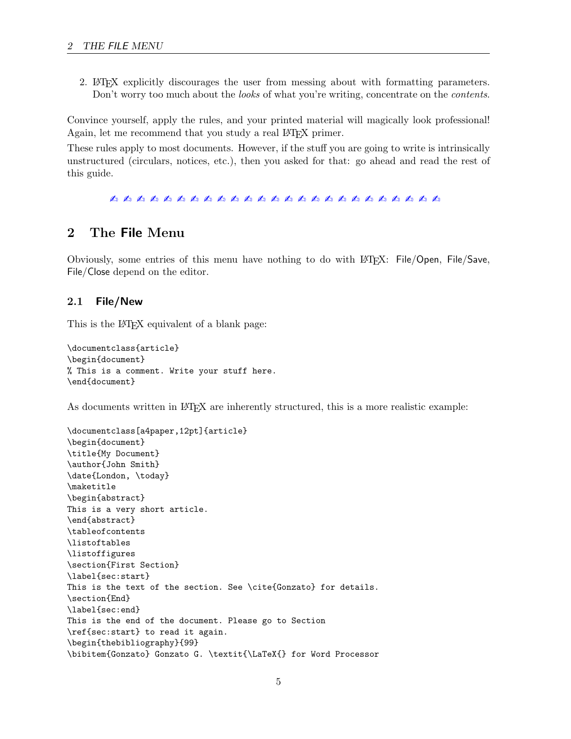2. LaTeX explicitly discourages the user from messing about with formatting parameters. Don't worry too much about the *looks* of what you're writing, concentrate on the *contents*.

Convince yourself, apply the rules, and your printed material will magically look professional! Again, let me recommend that you study a real LaTeX primer.

These rules apply to most documents. However, if the stuff you are going to write is intrinsically unstructured (circulars, notices, etc.), then you asked for that: go ahead and read the rest of this guide.

✍ ✍ ✍ ✍ ✍ ✍ ✍ ✍ ✍ ✍ ✍ ✍ ✍ ✍ ✍ ✍ ✍ ✍ ✍ ✍ ✍ ✍ ✍ ✍ ✍

# 2 The File Menu

Obviously, some entries of this menu have nothing to do with LaTeX: File/Open, File/Save, File/Close depend on the editor.

## 2.1 File/New

This is the LaTeX equivalent of a blank page:

```
\documentclass{article}
\begin{document}
% This is a comment. Write your stuff here.
\end{document}
```

As documents written in LaTeX are inherently structured, this is a more realistic example:

```
\documentclass[a4paper,12pt]{article}
\begin{document}
\title{My Document}
\author{John Smith}
\date{London, \today}
\maketitle
\begin{abstract}
This is a very short article.
\end{abstract}
\tableofcontents
\listoftables
\listoffigures
\section{First Section}
\label{sec:start}
This is the text of the section. See \cite{Gonzato} for details.
\section{End}
\label{sec:end}
This is the end of the document. Please go to Section
\ref{sec:start} to read it again.
\begin{thebibliography}{99}
\bibitem{Gonzato} Gonzato G. \textit{\LaTeX{} for Word Processor
```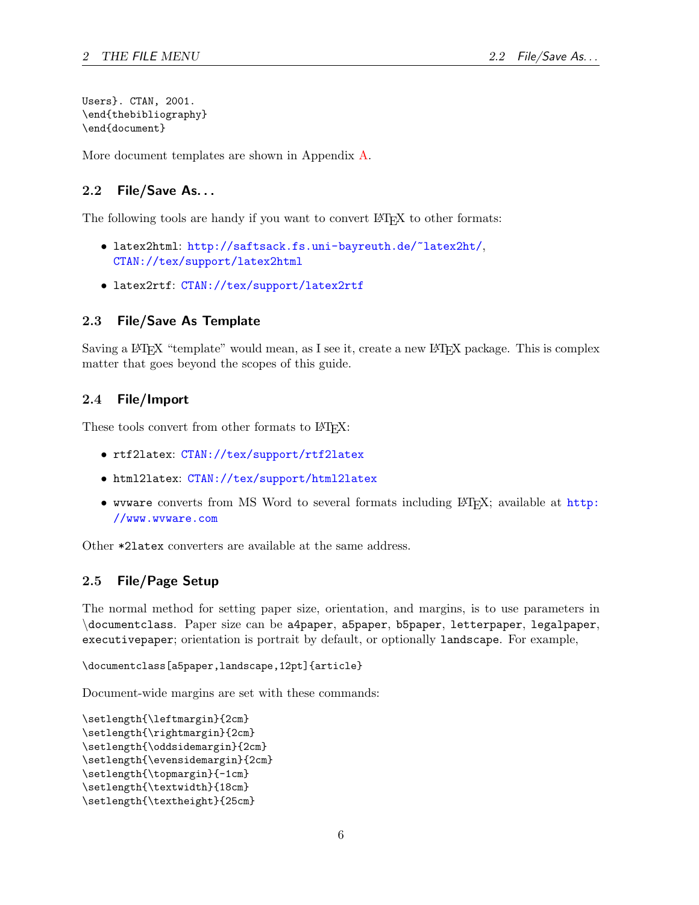```
Users}. CTAN, 2001.
\end{thebibliography}
\end{document}
```

More document templates are shown in Appendix A.

### 2.2 File/Save As...

The following tools are handy if you want to convert LaTeX to other formats:

- `latex2html`: http://saftsack.fs.uni-bayreuth.de/~latex2ht/, CTAN://tex/support/latex2html
- `latex2rtf`: CTAN://tex/support/latex2rtf

### 2.3 File/Save As Template

Saving a LaTeX "template" would mean, as I see it, create a new LaTeX package. This is complex matter that goes beyond the scopes of this guide.

### 2.4 File/Import

These tools convert from other formats to LaTeX:

- `rtf2latex`: CTAN://tex/support/rtf2latex
- `html2latex`: CTAN://tex/support/html2latex
- `wvware` converts from MS Word to several formats including LaTeX; available at http://www.wvware.com

Other `*2latex` converters are available at the same address.

### 2.5 File/Page Setup

The normal method for setting paper size, orientation, and margins, is to use parameters in `\documentclass`. Paper size can be `a4paper`, `a5paper`, `b5paper`, `letterpaper`, `legalpaper`, `executivepaper`; orientation is portrait by default, or optionally `landscape`. For example,

```
\documentclass[a5paper,landscape,12pt]{article}
```

Document-wide margins are set with these commands:

```
\setlength{\leftmargin}{2cm}
\setlength{\rightmargin}{2cm}
\setlength{\oddsidemargin}{2cm}
\setlength{\evensidemargin}{2cm}
\setlength{\topmargin}{-1cm}
\setlength{\textwidth}{18cm}
\setlength{\textheight}{25cm}
```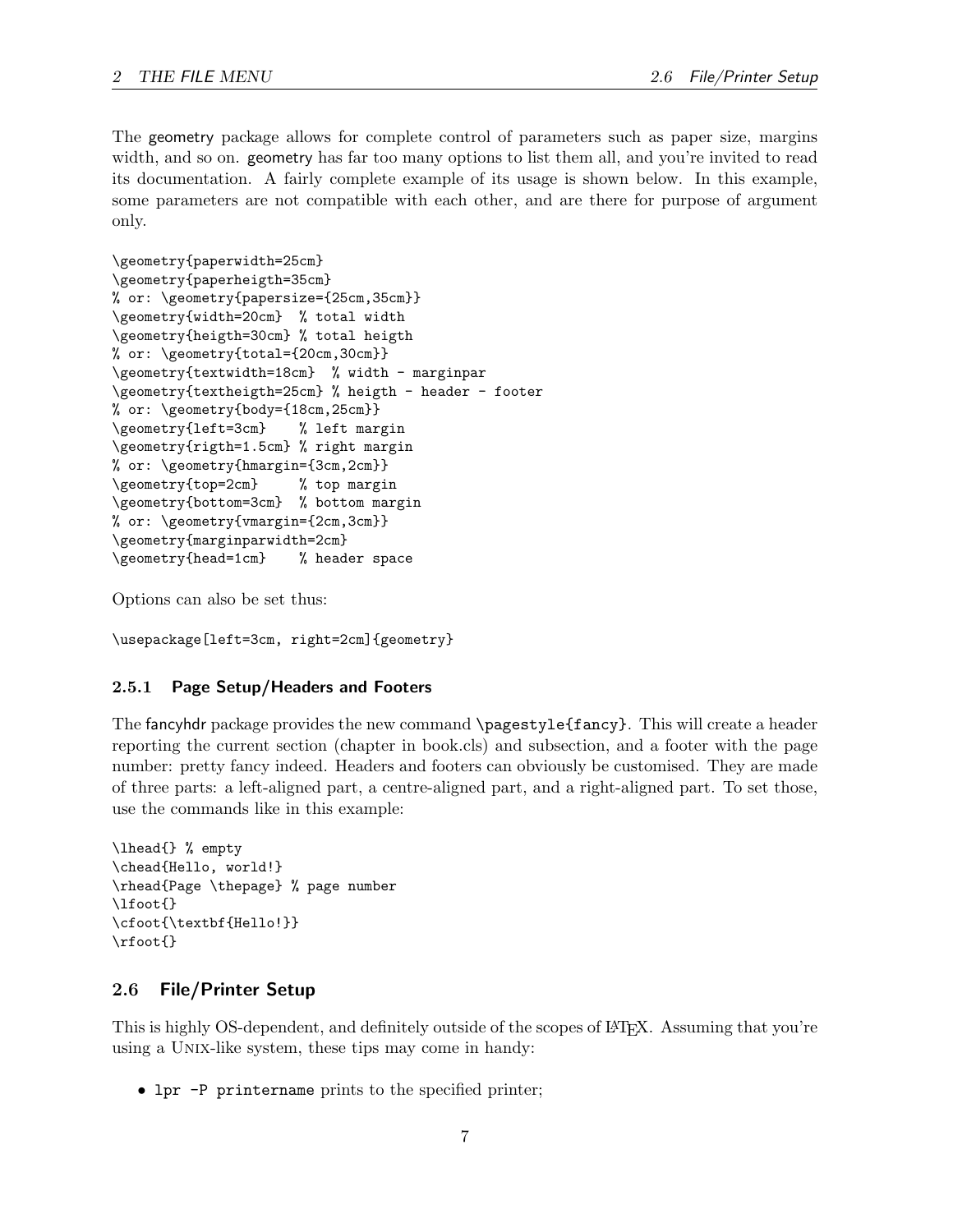The geometry package allows for complete control of parameters such as paper size, margins width, and so on. geometry has far too many options to list them all, and you're invited to read its documentation. A fairly complete example of its usage is shown below. In this example, some parameters are not compatible with each other, and are there for purpose of argument only.

```
\geometry{paperwidth=25cm}
\geometry{paperheigth=35cm}
% or: \geometry{papersize={25cm,35cm}}
\geometry{width=20cm}  % total width
\geometry{heigth=30cm} % total heigth
% or: \geometry{total={20cm,30cm}}
\geometry{textwidth=18cm}  % width - marginpar
\geometry{textheigth=25cm} % heigth - header - footer
% or: \geometry{body={18cm,25cm}}
\geometry{left=3cm}    % left margin
\geometry{rigth=1.5cm} % right margin
% or: \geometry{hmargin={3cm,2cm}}
\geometry{top=2cm}     % top margin
\geometry{bottom=3cm}  % bottom margin
% or: \geometry{vmargin={2cm,3cm}}
\geometry{marginparwidth=2cm}
\geometry{head=1cm}    % header space
```

Options can also be set thus:

```
\usepackage[left=3cm, right=2cm]{geometry}
```

### 2.5.1 Page Setup/Headers and Footers

The fancyhdr package provides the new command `\pagestyle{fancy}`. This will create a header reporting the current section (chapter in book.cls) and subsection, and a footer with the page number: pretty fancy indeed. Headers and footers can obviously be customised. They are made of three parts: a left-aligned part, a centre-aligned part, and a right-aligned part. To set those, use the commands like in this example:

```
\lhead{} % empty
\chead{Hello, world!}
\rhead{Page \thepage} % page number
\lfoot{}
\cfoot{\textbf{Hello!}}
\rfoot{}
```

## 2.6 File/Printer Setup

This is highly OS-dependent, and definitely outside of the scopes of LaTeX. Assuming that you're using a Unix-like system, these tips may come in handy:

- `lpr -P printername` prints to the specified printer;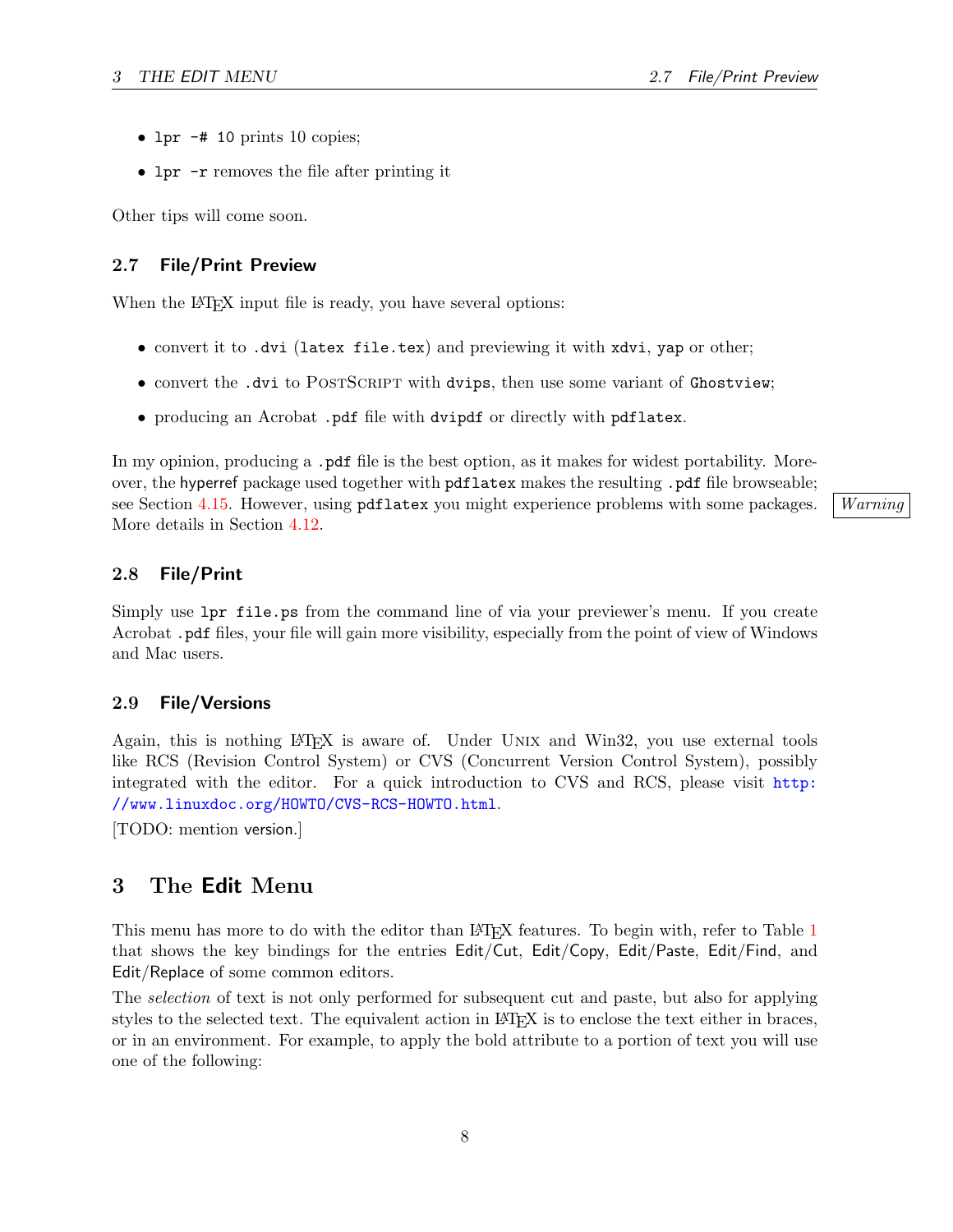- `lpr -# 10` prints 10 copies;
- `lpr -r` removes the file after printing it

Other tips will come soon.

### 2.7 File/Print Preview

When the LaTeX input file is ready, you have several options:

- convert it to `.dvi` (`latex file.tex`) and previewing it with `xdvi`, `yap` or other;
- convert the `.dvi` to PostScript with `dvips`, then use some variant of `Ghostview`;
- producing an Acrobat `.pdf` file with `dvipdf` or directly with `pdflatex`.

In my opinion, producing a `.pdf` file is the best option, as it makes for widest portability. Moreover, the hyperref package used together with `pdflatex` makes the resulting `.pdf` file browseable; see Section 4.15. However, using `pdflatex` you might experience problems with some packages. More details in Section 4.12.

*Warning*

### 2.8 File/Print

Simply use `lpr file.ps` from the command line of via your previewer's menu. If you create Acrobat `.pdf` files, your file will gain more visibility, especially from the point of view of Windows and Mac users.

### 2.9 File/Versions

Again, this is nothing LaTeX is aware of. Under Unix and Win32, you use external tools like RCS (Revision Control System) or CVS (Concurrent Version Control System), possibly integrated with the editor. For a quick introduction to CVS and RCS, please visit http://www.linuxdoc.org/HOWTO/CVS-RCS-HOWTO.html.

[TODO: mention version.]

## 3 The Edit Menu

This menu has more to do with the editor than LaTeX features. To begin with, refer to Table 1 that shows the key bindings for the entries Edit/Cut, Edit/Copy, Edit/Paste, Edit/Find, and Edit/Replace of some common editors.

The *selection* of text is not only performed for subsequent cut and paste, but also for applying styles to the selected text. The equivalent action in LaTeX is to enclose the text either in braces, or in an environment. For example, to apply the bold attribute to a portion of text you will use one of the following: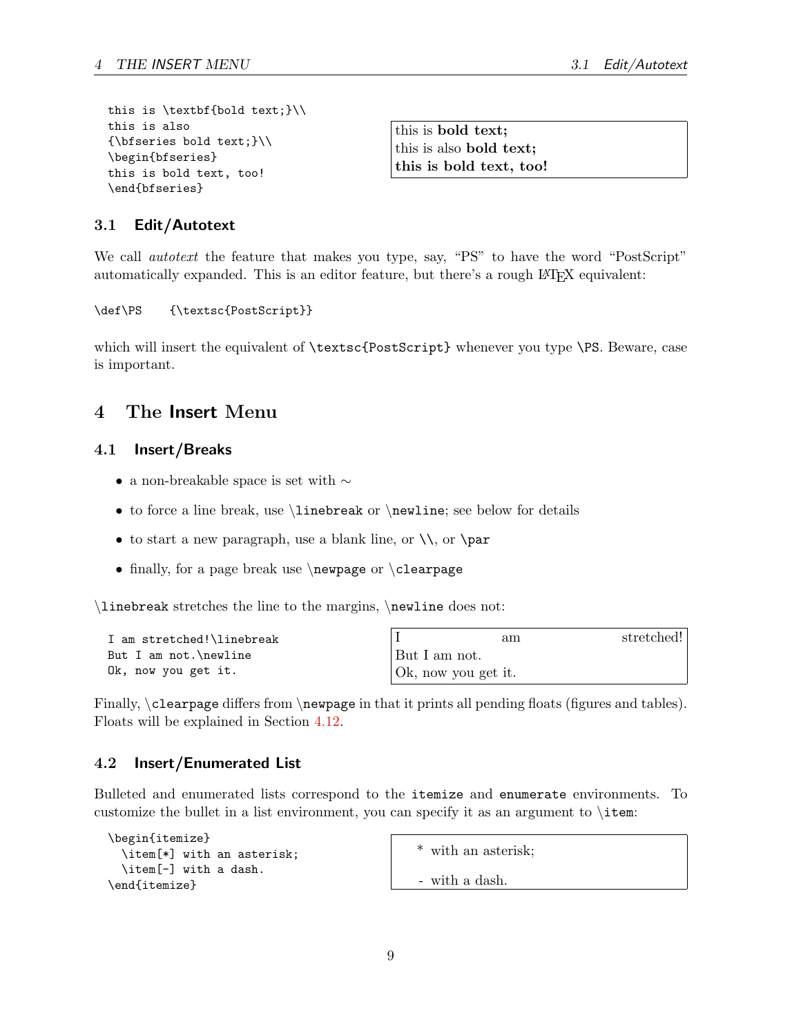```
this is \textbf{bold text;}\\
this is also
{\bfseries bold text;}\\
\begin{bfseries}
this is bold text, too!
\end{bfseries}
```

this is **bold text;**
this is also **bold text;**
**this is bold text, too!**

### 3.1 Edit/Autotext

We call *autotext* the feature that makes you type, say, "PS" to have the word "PostScript" automatically expanded. This is an editor feature, but there's a rough LaTeX equivalent:

```
\def\PS    {\textsc{PostScript}}
```

which will insert the equivalent of `\textsc{PostScript}` whenever you type `\PS`. Beware, case is important.

## 4 The Insert Menu

### 4.1 Insert/Breaks

- a non-breakable space is set with ~
- to force a line break, use `\linebreak` or `\newline`; see below for details
- to start a new paragraph, use a blank line, or `\\`, or `\par`
- finally, for a page break use `\newpage` or `\clearpage`

`\linebreak` stretches the line to the margins, `\newline` does not:

```
I am stretched!\linebreak
But I am not.\newline
Ok, now you get it.
```

I                    am                    stretched!
But I am not.
Ok, now you get it.

Finally, `\clearpage` differs from `\newpage` in that it prints all pending floats (figures and tables). Floats will be explained in Section 4.12.

### 4.2 Insert/Enumerated List

Bulleted and enumerated lists correspond to the `itemize` and `enumerate` environments. To customize the bullet in a list environment, you can specify it as an argument to `\item`:

```
\begin{itemize}
  \item[*] with an asterisk;
  \item[-] with a dash.
\end{itemize}
```

* with an asterisk;

- with a dash.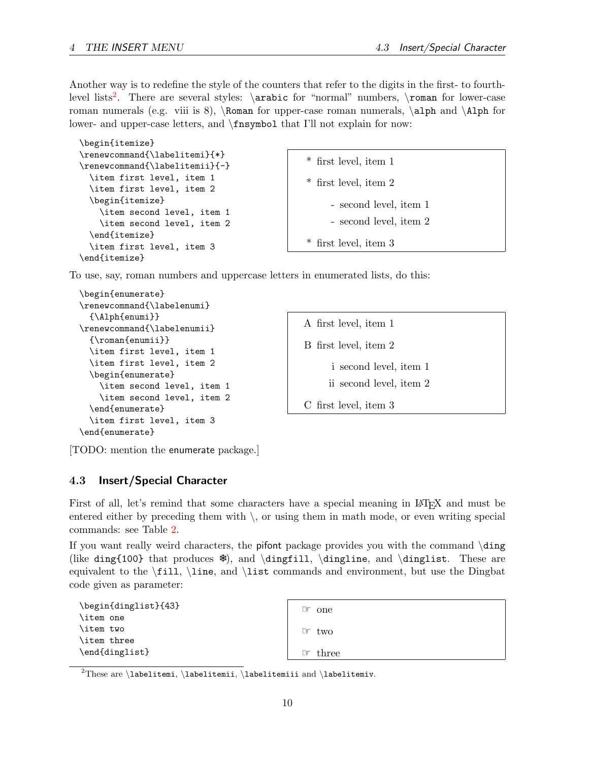Another way is to redefine the style of the counters that refer to the digits in the first- to fourth-level lists[2]. There are several styles: `\arabic` for "normal" numbers, `\roman` for lower-case roman numerals (e.g. viii is 8), `\Roman` for upper-case roman numerals, `\alph` and `\Alph` for lower- and upper-case letters, and `\fnsymbol` that I'll not explain for now:

```
\begin{itemize}
\renewcommand{\labelitemi}{*}
\renewcommand{\labelitemii}{-}
  \item first level, item 1
  \item first level, item 2
  \begin{itemize}
    \item second level, item 1
    \item second level, item 2
  \end{itemize}
  \item first level, item 3
\end{itemize}
```

\* first level, item 1

\* first level, item 2

  - second level, item 1
  - second level, item 2

\* first level, item 3

To use, say, roman numbers and uppercase letters in enumerated lists, do this:

```
\begin{enumerate}
\renewcommand{\labelenumi}
  {\Alph{enumi}}
\renewcommand{\labelenumii}
  {\roman{enumii}}
  \item first level, item 1
  \item first level, item 2
  \begin{enumerate}
    \item second level, item 1
    \item second level, item 2
  \end{enumerate}
  \item first level, item 3
\end{enumerate}
```

A first level, item 1

B first level, item 2

  i second level, item 1

  ii second level, item 2

C first level, item 3

[TODO: mention the enumerate package.]

### 4.3 Insert/Special Character

First of all, let's remind that some characters have a special meaning in LaTeX and must be entered either by preceding them with \, or using them in math mode, or even writing special commands: see Table 2.

If you want really weird characters, the pifont package provides you with the command `\ding` (like `ding{100}` that produces ❄), and `\dingfill`, `\dingline`, and `\dinglist`. These are equivalent to the `\fill`, `\line`, and `\list` commands and environment, but use the Dingbat code given as parameter:

```
\begin{dinglist}{43}
\item one
\item two
\item three
\end{dinglist}
```

☞ one

☞ two

☞ three

[2] These are `\labelitemi`, `\labelitemii`, `\labelitemiii` and `\labelitemiv`.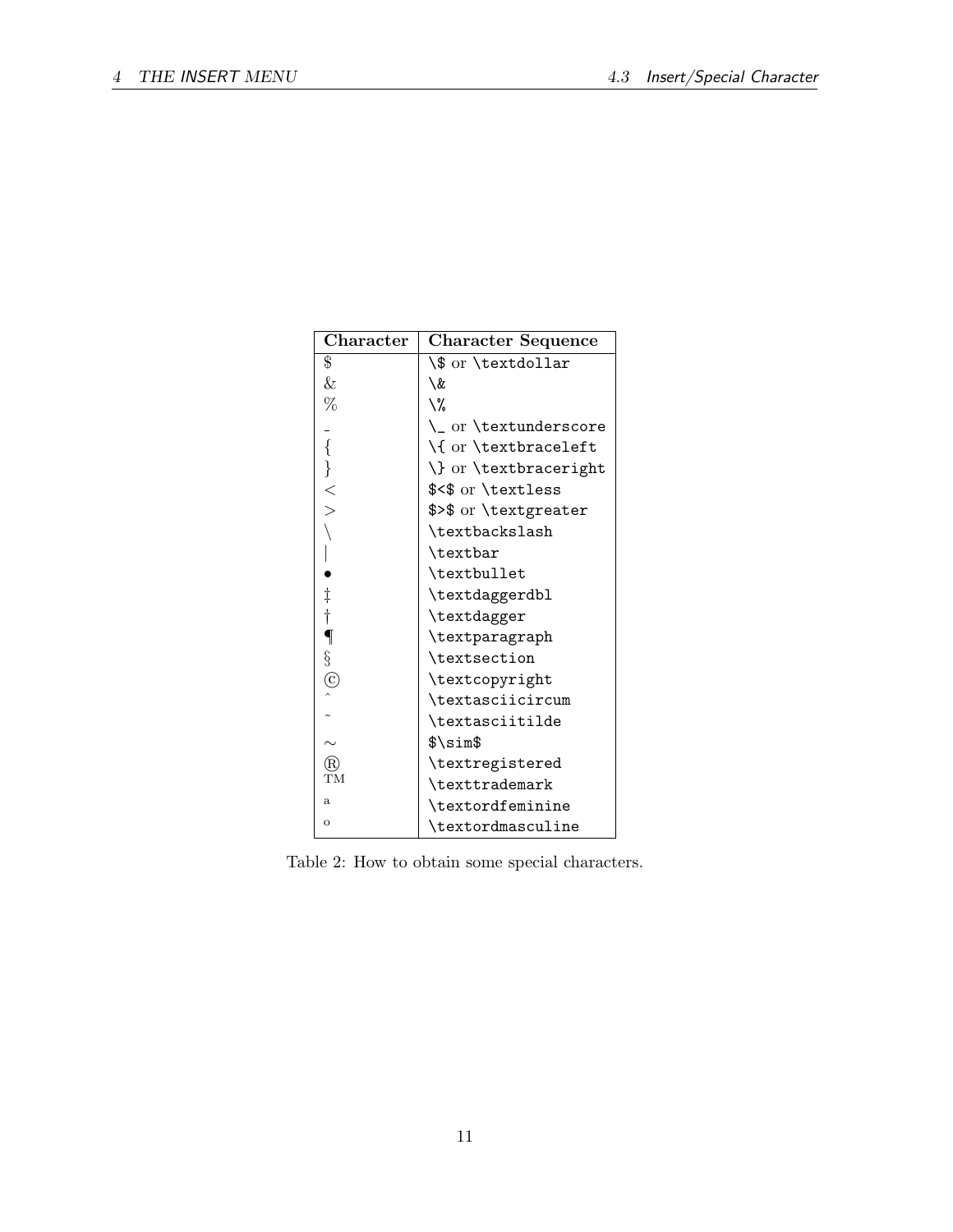| Character | Character Sequence |
|---|---|
| $ | `\$` or `\textdollar` |
| & | `\&` |
| % | `\%` |
| _ | `\_` or `\textunderscore` |
| { | `\{` or `\textbraceleft` |
| } | `\}` or `\textbraceright` |
| < | `$<$` or `\textless` |
| > | `$>$` or `\textgreater` |
| \ | `\textbackslash` |
| \| | `\textbar` |
| • | `\textbullet` |
| ‡ | `\textdaggerdbl` |
| † | `\textdagger` |
| ¶ | `\textparagraph` |
| § | `\textsection` |
| © | `\textcopyright` |
| ˆ | `\textasciicircum` |
| ˜ | `\textasciitilde` |
| ∼ | `$\sim$` |
| ® | `\textregistered` |
| ™ | `\texttrademark` |
| ª | `\textordfeminine` |
| º | `\textordmasculine` |

Table 2: How to obtain some special characters.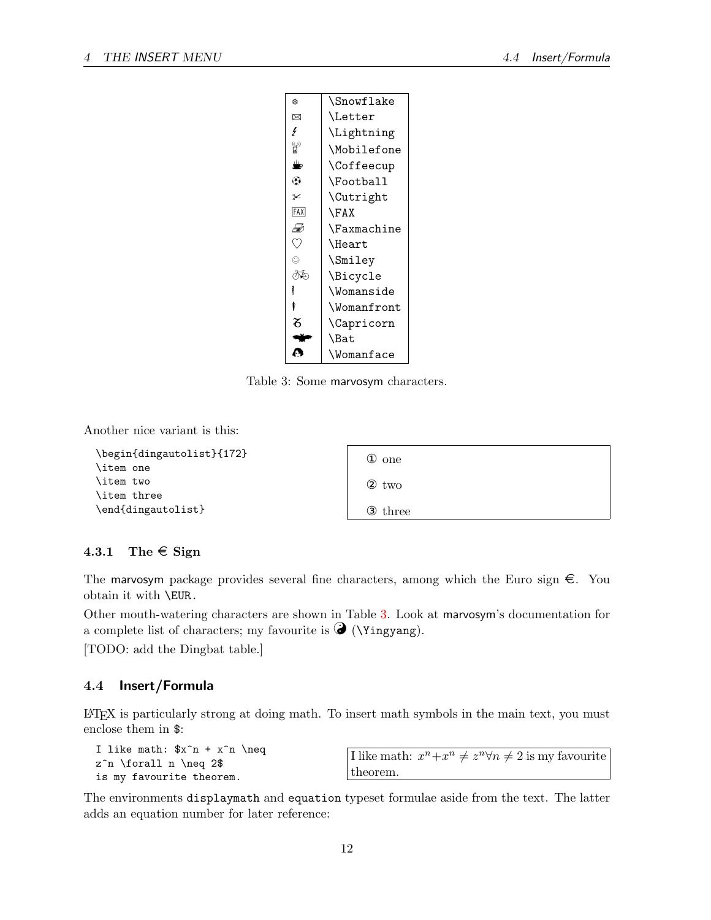| | |
|---|---|
| ❄ | \Snowflake |
| ✉ | \Letter |
| ϟ | \Lightning |
| 📱 | \Mobilefone |
| ☕ | \Coffeecup |
| ⚽ | \Football |
| ✂ | \Cutright |
| FAX | \FAX |
| 📠 | \Faxmachine |
| ♡ | \Heart |
| ☺ | \Smiley |
| 🚲 | \Bicycle |
| 🚶 | \Womanside |
| 🚶 | \Womanfront |
| ♑ | \Capricorn |
| 🦇 | \Bat |
| 👩 | \Womanface |

Table 3: Some marvosym characters.

Another nice variant is this:

```
\begin{dingautolist}{172}
\item one
\item two
\item three
\end{dingautolist}
```

① one

② two

③ three

#### 4.3.1 The € Sign

The marvosym package provides several fine characters, among which the Euro sign €. You obtain it with `\EUR`.

Other mouth-watering characters are shown in Table 3. Look at marvosym's documentation for a complete list of characters; my favourite is ☯ (`\Yingyang`).

[TODO: add the Dingbat table.]

### 4.4 Insert/Formula

LaTeX is particularly strong at doing math. To insert math symbols in the main text, you must enclose them in `$`:

```
I like math: $x^n + x^n \neq
z^n \forall n \neq 2$
is my favourite theorem.
```

I like math: $x^n + x^n \neq z^n \forall n \neq 2$ is my favourite theorem.

The environments `displaymath` and `equation` typeset formulae aside from the text. The latter adds an equation number for later reference: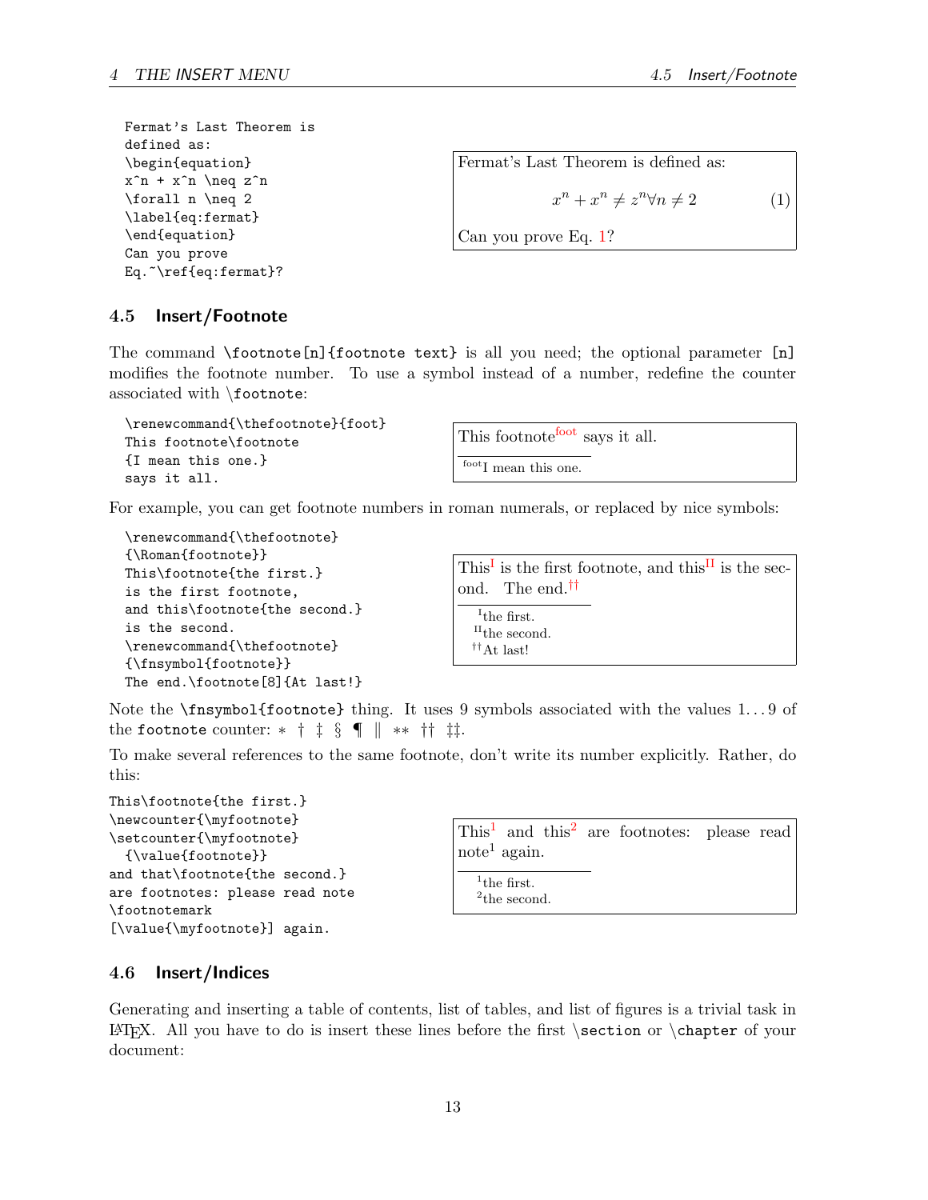```
Fermat's Last Theorem is
defined as:
\begin{equation}
x^n + x^n \neq z^n
\forall n \neq 2
\label{eq:fermat}
\end{equation}
Can you prove
Eq.~\ref{eq:fermat}?
```

Fermat's Last Theorem is defined as:

$$x^n + x^n \neq z^n \forall n \neq 2 \tag{1}$$

Can you prove Eq. 1?

## 4.5 Insert/Footnote

The command `\footnote[n]{footnote text}` is all you need; the optional parameter `[n]` modifies the footnote number. To use a symbol instead of a number, redefine the counter associated with `\footnote`:

```
\renewcommand{\thefootnote}{foot}
This footnote\footnote
{I mean this one.}
says it all.
```

This footnote[foot] says it all.

[foot]I mean this one.

For example, you can get footnote numbers in roman numerals, or replaced by nice symbols:

```
\renewcommand{\thefootnote}
{\Roman{footnote}}
This\footnote{the first.}
is the first footnote,
and this\footnote{the second.}
is the second.
\renewcommand{\thefootnote}
{\fnsymbol{footnote}}
The end.\footnote[8]{At last!}
```

This[I] is the first footnote, and this[II] is the second. The end.[††]

[I]the first.
[II]the second.
[††]At last!

Note the `\fnsymbol{footnote}` thing. It uses 9 symbols associated with the values 1...9 of the `footnote` counter: ∗ † ‡ § ¶ ‖ ∗∗ †† ‡‡.

To make several references to the same footnote, don't write its number explicitly. Rather, do this:

```
This\footnote{the first.}
\newcounter{\myfootnote}
\setcounter{\myfootnote}
  {\value{footnote}}
and that\footnote{the second.}
are footnotes: please read note
\footnotemark
[\value{\myfootnote}] again.
```

This[1] and this[2] are footnotes: please read note[1] again.

[1]the first.
[2]the second.

## 4.6 Insert/Indices

Generating and inserting a table of contents, list of tables, and list of figures is a trivial task in LaTeX. All you have to do is insert these lines before the first `\section` or `\chapter` of your document: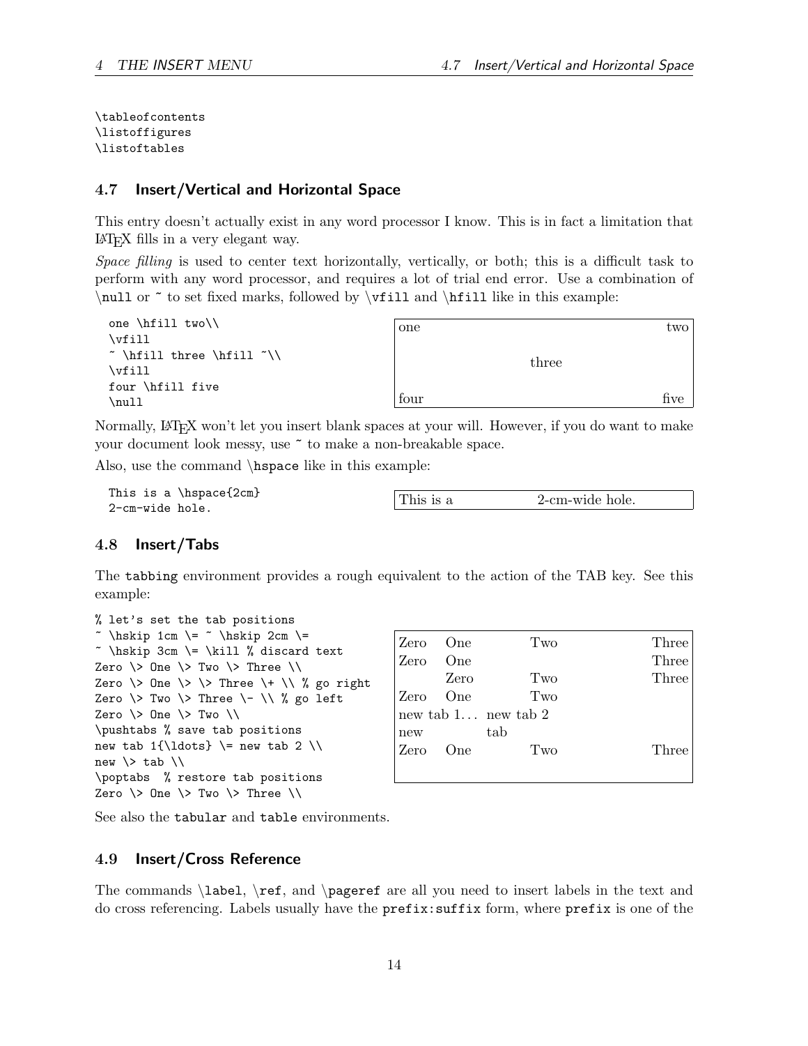```
\tableofcontents
\listoffigures
\listoftables
```

### 4.7 Insert/Vertical and Horizontal Space

This entry doesn't actually exist in any word processor I know. This is in fact a limitation that LaTeX fills in a very elegant way.

*Space filling* is used to center text horizontally, vertically, or both; this is a difficult task to perform with any word processor, and requires a lot of trial end error. Use a combination of `\null` or `~` to set fixed marks, followed by `\vfill` and `\hfill` like in this example:

```
one \hfill two\\
\vfill
~ \hfill three \hfill ~\\
\vfill
four \hfill five
\null
```

```
one                                          two

                    three

four                                        five
```

Normally, LaTeX won't let you insert blank spaces at your will. However, if you do want to make your document look messy, use `~` to make a non-breakable space.

Also, use the command `\hspace` like in this example:

```
This is a \hspace{2cm}
2-cm-wide hole.
```

```
This is a               2-cm-wide hole.
```

### 4.8 Insert/Tabs

The `tabbing` environment provides a rough equivalent to the action of the TAB key. See this example:

```
% let's set the tab positions
~ \hskip 1cm \= ~ \hskip 2cm \=
~ \hskip 3cm \= \kill % discard text
Zero \> One \> Two \> Three \\
Zero \> One \> \> Three \+ \\ % go right
Zero \> Two \> Three \- \\ % go left
Zero \> One \> Two \\
\pushtabs % save tab positions
new tab 1{\ldots} \= new tab 2 \\
new \> tab \\
\poptabs  % restore tab positions
Zero \> One \> Two \> Three \\
```

```
Zero   One          Two                Three
Zero   One                             Three
       Zero         Two                Three
Zero   One          Two
new tab 1...  new tab 2
new           tab
Zero   One          Two                Three
```

See also the `tabular` and `table` environments.

### 4.9 Insert/Cross Reference

The commands `\label`, `\ref`, and `\pageref` are all you need to insert labels in the text and do cross referencing. Labels usually have the `prefix:suffix` form, where `prefix` is one of the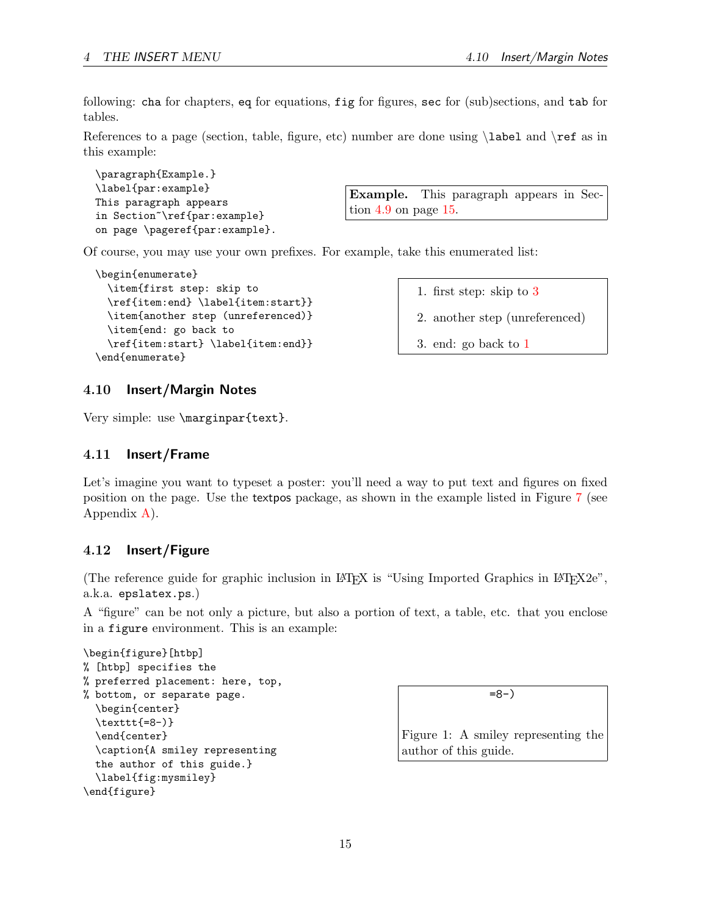following: `cha` for chapters, `eq` for equations, `fig` for figures, `sec` for (sub)sections, and `tab` for tables.

References to a page (section, table, figure, etc) number are done using `\label` and `\ref` as in this example:

```
\paragraph{Example.}
\label{par:example}
This paragraph appears
in Section~\ref{par:example}
on page \pageref{par:example}.
```

**Example.** This paragraph appears in Section 4.9 on page 15.

Of course, you may use your own prefixes. For example, take this enumerated list:

```
\begin{enumerate}
  \item{first step: skip to
  \ref{item:end} \label{item:start}}
  \item{another step (unreferenced)}
  \item{end: go back to
  \ref{item:start} \label{item:end}}
\end{enumerate}
```

1. first step: skip to 3
2. another step (unreferenced)
3. end: go back to 1

### 4.10 Insert/Margin Notes

Very simple: use `\marginpar{text}`.

### 4.11 Insert/Frame

Let's imagine you want to typeset a poster: you'll need a way to put text and figures on fixed position on the page. Use the `textpos` package, as shown in the example listed in Figure 7 (see Appendix A).

### 4.12 Insert/Figure

(The reference guide for graphic inclusion in LaTeX is "Using Imported Graphics in LaTeX2e", a.k.a. `epslatex.ps`.)

A "figure" can be not only a picture, but also a portion of text, a table, etc. that you enclose in a `figure` environment. This is an example:

```
\begin{figure}[htbp]
% [htbp] specifies the
% preferred placement: here, top,
% bottom, or separate page.
  \begin{center}
  \texttt{=8-)}
  \end{center}
  \caption{A smiley representing
  the author of this guide.}
  \label{fig:mysmiley}
\end{figure}
```

`=8-)`

Figure 1: A smiley representing the author of this guide.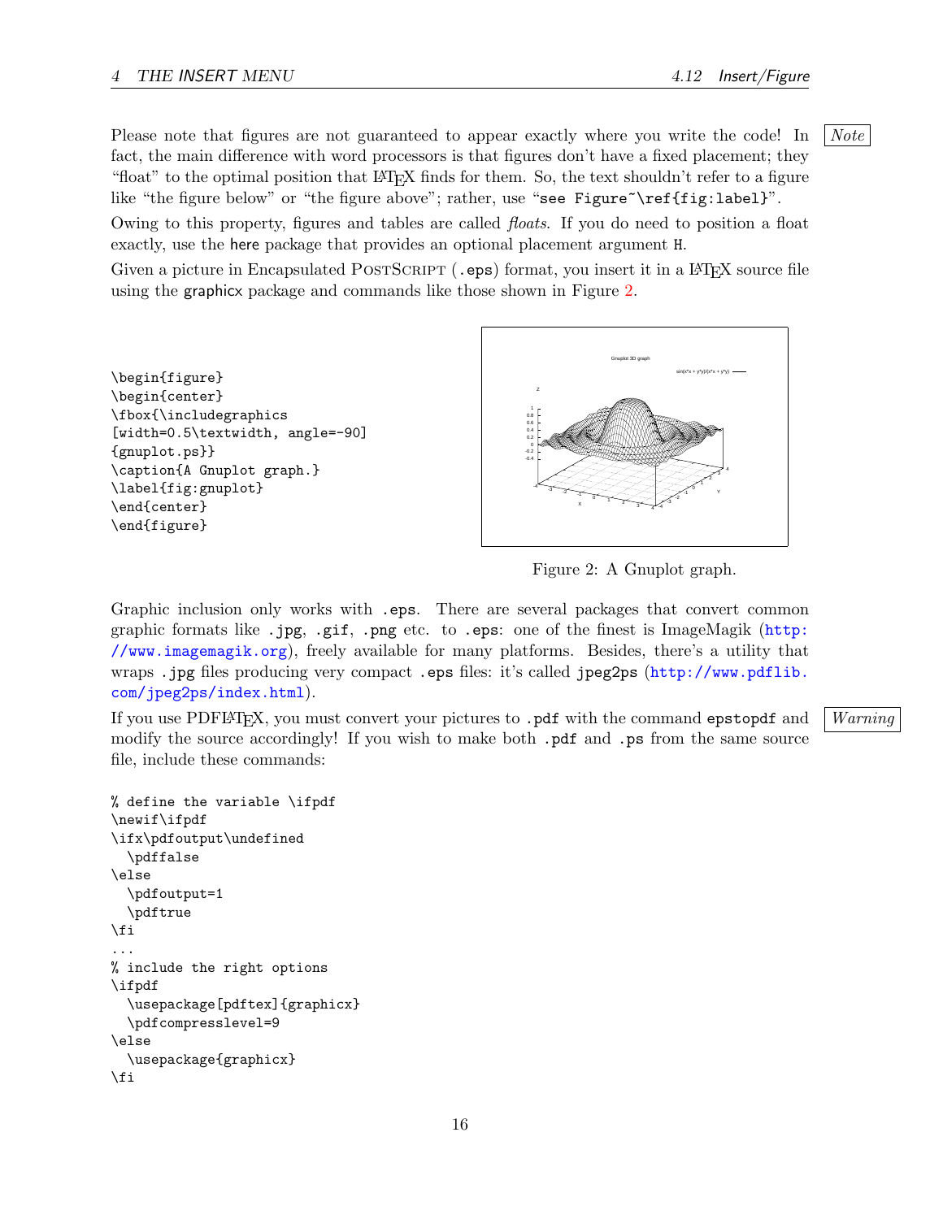Please note that figures are not guaranteed to appear exactly where you write the code! In fact, the main difference with word processors is that figures don't have a fixed placement; they "float" to the optimal position that LaTeX finds for them. So, the text shouldn't refer to a figure like "the figure below" or "the figure above"; rather, use "`see Figure~\ref{fig:label}`".

*Note*

Owing to this property, figures and tables are called *floats*. If you do need to position a float exactly, use the `here` package that provides an optional placement argument `H`.

Given a picture in Encapsulated PostScript (`.eps`) format, you insert it in a LaTeX source file using the `graphicx` package and commands like those shown in Figure 2.

```
\begin{figure}
\begin{center}
\fbox{\includegraphics
[width=0.5\textwidth, angle=-90]
{gnuplot.ps}}
\caption{A Gnuplot graph.}
\label{fig:gnuplot}
\end{center}
\end{figure}
```

Figure 2: A Gnuplot graph.

Graphic inclusion only works with `.eps`. There are several packages that convert common graphic formats like `.jpg`, `.gif`, `.png` etc. to `.eps`: one of the finest is ImageMagik (http://www.imagemagik.org), freely available for many platforms. Besides, there's a utility that wraps `.jpg` files producing very compact `.eps` files: it's called `jpeg2ps` (http://www.pdflib.com/jpeg2ps/index.html).

If you use PDFLaTeX, you must convert your pictures to `.pdf` with the command `epstopdf` and modify the source accordingly! If you wish to make both `.pdf` and `.ps` from the same source file, include these commands:

*Warning*

```
% define the variable \ifpdf
\newif\ifpdf
\ifx\pdfoutput\undefined
  \pdffalse
\else
  \pdfoutput=1
  \pdftrue
\fi
...
% include the right options
\ifpdf
  \usepackage[pdftex]{graphicx}
  \pdfcompresslevel=9
\else
  \usepackage{graphicx}
\fi
```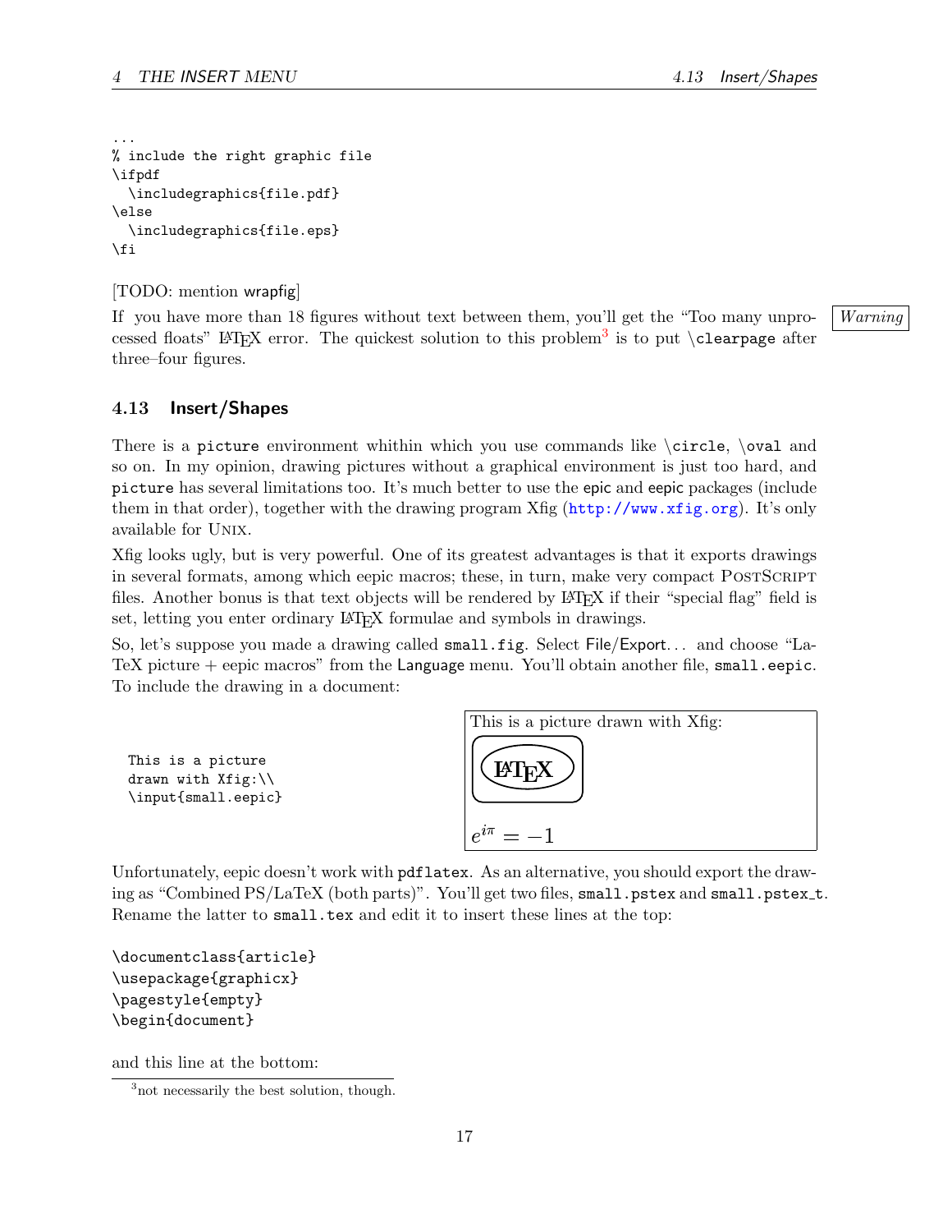```
...
% include the right graphic file
\ifpdf
  \includegraphics{file.pdf}
\else
  \includegraphics{file.eps}
\fi
```

[TODO: mention wrapfig]

*Warning*

If you have more than 18 figures without text between them, you'll get the "Too many unprocessed floats" LaTeX error. The quickest solution to this problem[3] is to put `\clearpage` after three–four figures.

### 4.13 Insert/Shapes

There is a `picture` environment whithin which you use commands like `\circle`, `\oval` and so on. In my opinion, drawing pictures without a graphical environment is just too hard, and `picture` has several limitations too. It's much better to use the epic and eepic packages (include them in that order), together with the drawing program Xfig (`http://www.xfig.org`). It's only available for Unix.

Xfig looks ugly, but is very powerful. One of its greatest advantages is that it exports drawings in several formats, among which eepic macros; these, in turn, make very compact PostScript files. Another bonus is that text objects will be rendered by LaTeX if their "special flag" field is set, letting you enter ordinary LaTeX formulae and symbols in drawings.

So, let's suppose you made a drawing called `small.fig`. Select File/Export... and choose "LaTeX picture + eepic macros" from the Language menu. You'll obtain another file, `small.eepic`. To include the drawing in a document:

```
This is a picture
drawn with Xfig:\\
\input{small.eepic}
```

This is a picture drawn with Xfig:

LaTeX

$e^{i\pi} = -1$

Unfortunately, eepic doesn't work with `pdflatex`. As an alternative, you should export the drawing as "Combined PS/LaTeX (both parts)". You'll get two files, `small.pstex` and `small.pstex_t`. Rename the latter to `small.tex` and edit it to insert these lines at the top:

```
\documentclass{article}
\usepackage{graphicx}
\pagestyle{empty}
\begin{document}
```

and this line at the bottom:

[3] not necessarily the best solution, though.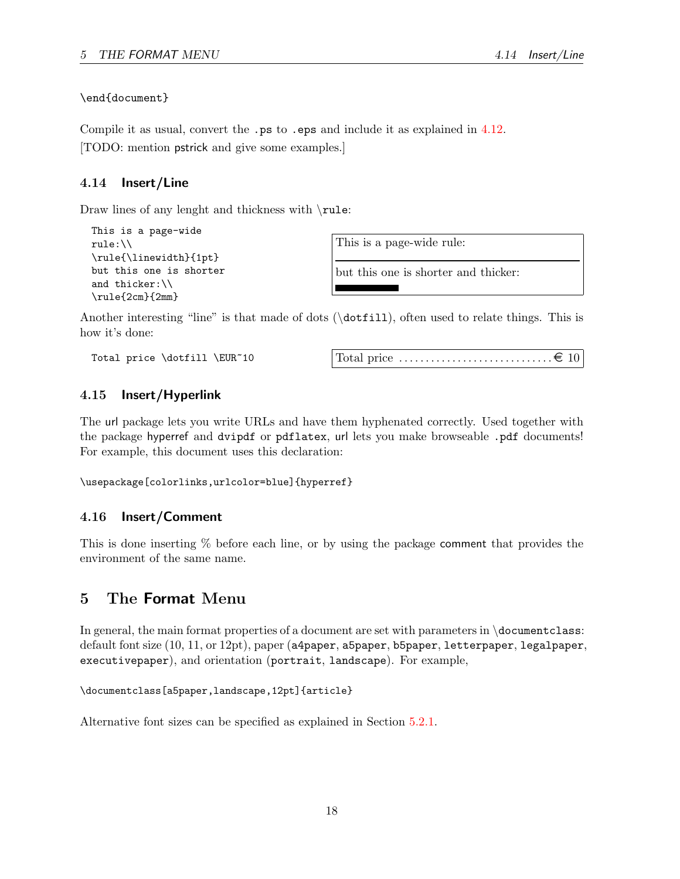```
\end{document}
```

Compile it as usual, convert the .ps to .eps and include it as explained in 4.12.
[TODO: mention pstrick and give some examples.]

### 4.14 Insert/Line

Draw lines of any lenght and thickness with \rule:

```
This is a page-wide
rule:\\
\rule{\linewidth}{1pt}
but this one is shorter
and thicker:\\
\rule{2cm}{2mm}
```

This is a page-wide rule:

---

but this one is shorter and thicker:

▬▬▬

Another interesting "line" is that made of dots (\dotfill), often used to relate things. This is how it's done:

```
Total price \dotfill \EUR~10
```

Total price ............................. € 10

### 4.15 Insert/Hyperlink

The url package lets you write URLs and have them hyphenated correctly. Used together with the package hyperref and dvipdf or pdflatex, url lets you make browseable .pdf documents! For example, this document uses this declaration:

```
\usepackage[colorlinks,urlcolor=blue]{hyperref}
```

### 4.16 Insert/Comment

This is done inserting % before each line, or by using the package comment that provides the environment of the same name.

## 5 The Format Menu

In general, the main format properties of a document are set with parameters in \documentclass: default font size (10, 11, or 12pt), paper (a4paper, a5paper, b5paper, letterpaper, legalpaper, executivepaper), and orientation (portrait, landscape). For example,

```
\documentclass[a5paper,landscape,12pt]{article}
```

Alternative font sizes can be specified as explained in Section 5.2.1.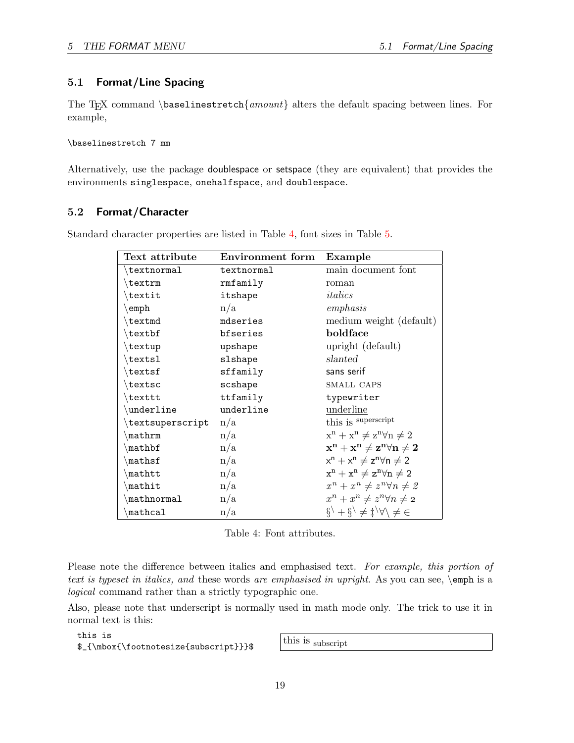## 5.1 Format/Line Spacing

The TEX command \baselinestretch{*amount*} alters the default spacing between lines. For example,

```
\baselinestretch 7 mm
```

Alternatively, use the package doublespace or setspace (they are equivalent) that provides the environments `singlespace`, `onehalfspace`, and `doublespace`.

## 5.2 Format/Character

Standard character properties are listed in Table 4, font sizes in Table 5.

| Text attribute | Environment form | Example |
|---|---|---|
| `\textnormal` | `textnormal` | main document font |
| `\textrm` | `rmfamily` | roman |
| `\textit` | `itshape` | *italics* |
| `\emph` | n/a | *emphasis* |
| `\textmd` | `mdseries` | medium weight (default) |
| `\textbf` | `bfseries` | **boldface** |
| `\textup` | `upshape` | upright (default) |
| `\textsl` | `slshape` | *slanted* |
| `\textsf` | `sffamily` | sans serif |
| `\textsc` | `scshape` | SMALL CAPS |
| `\texttt` | `ttfamily` | `typewriter` |
| `\underline` | `underline` | underline |
| `\textsuperscript` | n/a | this is [superscript] |
| `\mathrm` | n/a | $\mathrm{x^n + x^n \neq z^n \forall n \neq 2}$ |
| `\mathbf` | n/a | $\mathbf{x^n + x^n \neq z^n \forall n \neq 2}$ |
| `\mathsf` | n/a | $\mathsf{x^n + x^n \neq z^n \forall n \neq 2}$ |
| `\mathtt` | n/a | $\mathtt{x^n + x^n \neq z^n \forall n \neq 2}$ |
| `\mathit` | n/a | $\mathit{x^n + x^n \neq z^n \forall n \neq 2}$ |
| `\mathnormal` | n/a | $\mathnormal{x^n + x^n \neq z^n \forall n \neq 2}$ |
| `\mathcal` | n/a | §\ + §\ ≠ ‡\∀\ ≠ ∈ |

Table 4: Font attributes.

Please note the difference between italics and emphasised text. *For example, this portion of text is typeset in italics, and* these words *are emphasised in upright*. As you can see, `\emph` is a *logical* command rather than a strictly typographic one.

Also, please note that underscript is normally used in math mode only. The trick to use it in normal text is this:

```
this is
$_{\mbox{\footnotesize{subscript}}}$
```

this is $_{\mbox{subscript}}$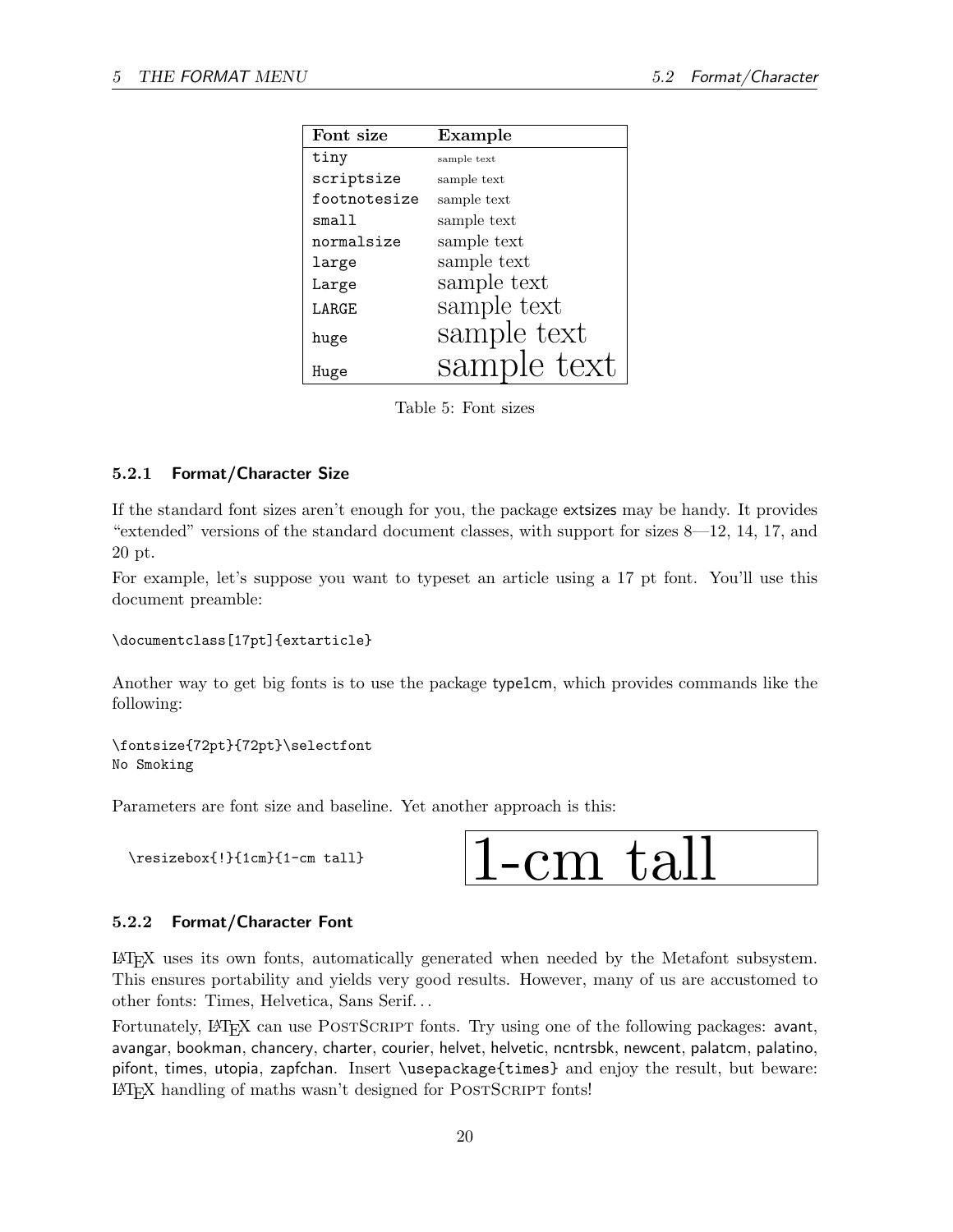| Font size | Example |
| --- | --- |
| tiny | sample text |
| scriptsize | sample text |
| footnotesize | sample text |
| small | sample text |
| normalsize | sample text |
| large | sample text |
| Large | sample text |
| LARGE | sample text |
| huge | sample text |
| Huge | sample text |

Table 5: Font sizes

### 5.2.1 Format/Character Size

If the standard font sizes aren't enough for you, the package extsizes may be handy. It provides "extended" versions of the standard document classes, with support for sizes 8—12, 14, 17, and 20 pt.

For example, let's suppose you want to typeset an article using a 17 pt font. You'll use this document preamble:

```
\documentclass[17pt]{extarticle}
```

Another way to get big fonts is to use the package type1cm, which provides commands like the following:

```
\fontsize{72pt}{72pt}\selectfont
No Smoking
```

Parameters are font size and baseline. Yet another approach is this:

```
\resizebox{!}{1cm}{1-cm tall}
```

1-cm tall

### 5.2.2 Format/Character Font

LaTeX uses its own fonts, automatically generated when needed by the Metafont subsystem. This ensures portability and yields very good results. However, many of us are accustomed to other fonts: Times, Helvetica, Sans Serif...

Fortunately, LaTeX can use PostScript fonts. Try using one of the following packages: avant, avangar, bookman, chancery, charter, courier, helvet, helvetic, ncntrsbk, newcent, palatcm, palatino, pifont, times, utopia, zapfchan. Insert `\usepackage{times}` and enjoy the result, but beware: LaTeX handling of maths wasn't designed for PostScript fonts!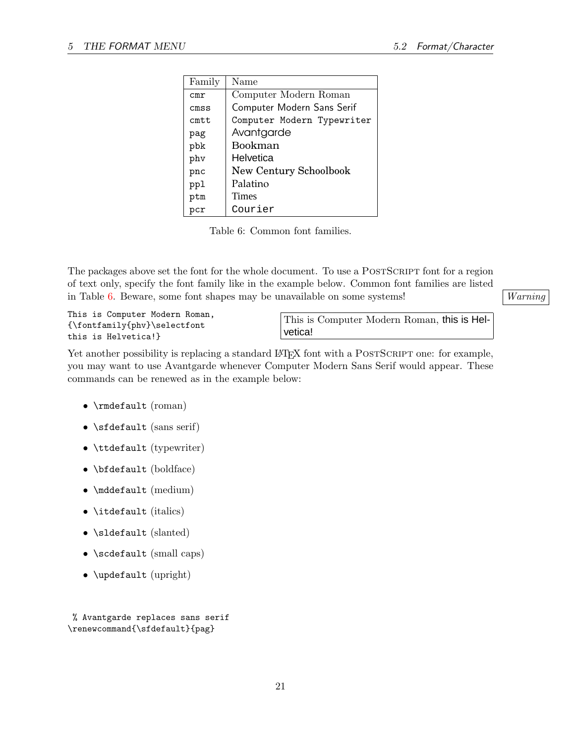| Family | Name |
|---|---|
| cmr | Computer Modern Roman |
| cmss | Computer Modern Sans Serif |
| cmtt | Computer Modern Typewriter |
| pag | Avantgarde |
| pbk | Bookman |
| phv | Helvetica |
| pnc | New Century Schoolbook |
| ppl | Palatino |
| ptm | Times |
| pcr | Courier |

Table 6: Common font families.

The packages above set the font for the whole document. To use a PostScript font for a region of text only, specify the font family like in the example below. Common font families are listed in Table 6. Beware, some font shapes may be unavailable on some systems! *Warning*

```
This is Computer Modern Roman,
{\fontfamily{phv}\selectfont
this is Helvetica!}
```

This is Computer Modern Roman, this is Helvetica!

Yet another possibility is replacing a standard LaTeX font with a PostScript one: for example, you may want to use Avantgarde whenever Computer Modern Sans Serif would appear. These commands can be renewed as in the example below:

- `\rmdefault` (roman)
- `\sfdefault` (sans serif)
- `\ttdefault` (typewriter)
- `\bfdefault` (boldface)
- `\mddefault` (medium)
- `\itdefault` (italics)
- `\sldefault` (slanted)
- `\scdefault` (small caps)
- `\updefault` (upright)

```
 % Avantgarde replaces sans serif
\renewcommand{\sfdefault}{pag}
```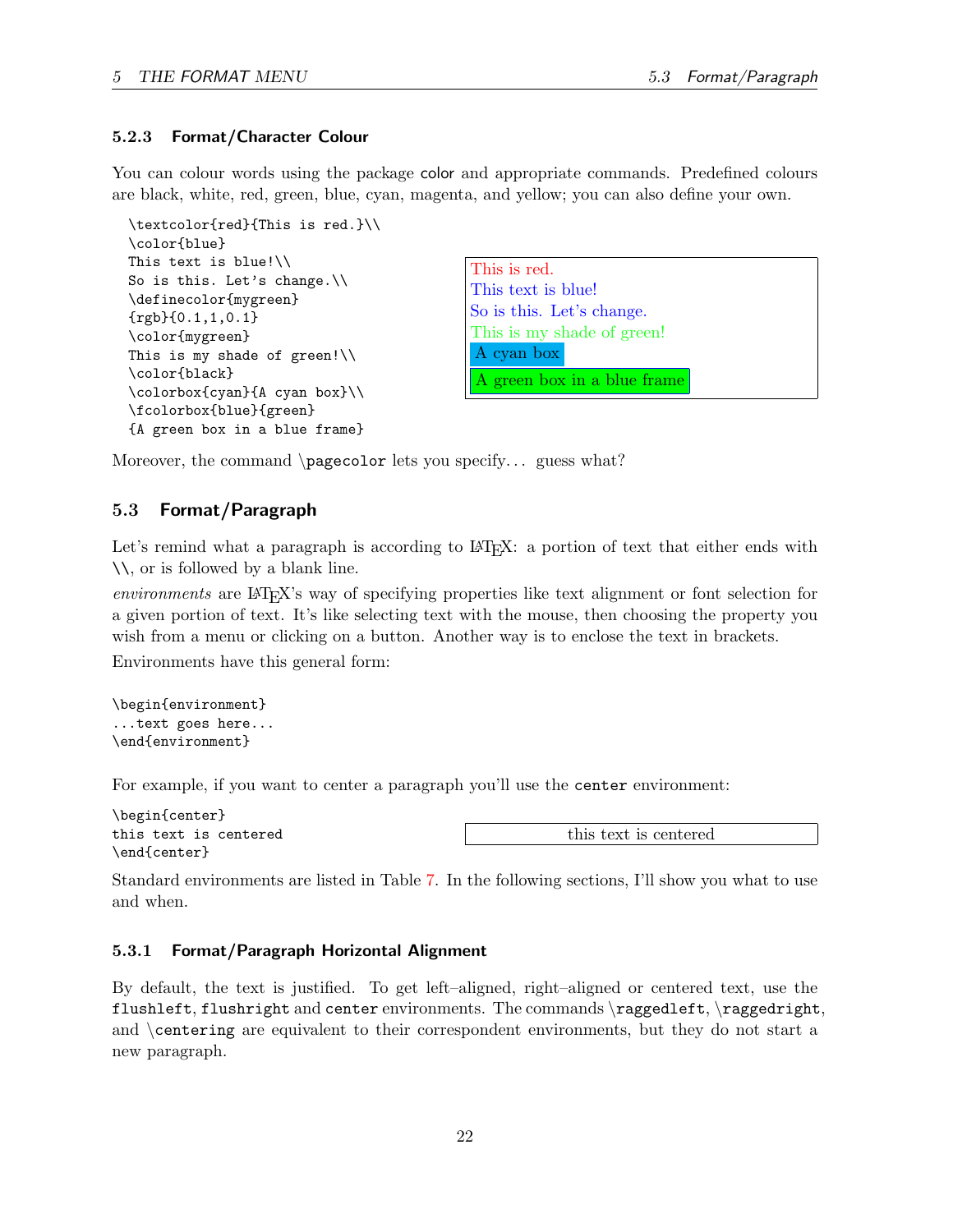### 5.2.3 Format/Character Colour

You can colour words using the package color and appropriate commands. Predefined colours are black, white, red, green, blue, cyan, magenta, and yellow; you can also define your own.

```
\textcolor{red}{This is red.}\\
\color{blue}
This text is blue!\\
So is this. Let's change.\\
\definecolor{mygreen}
{rgb}{0.1,1,0.1}
\color{mygreen}
This is my shade of green!\\
\color{black}
\colorbox{cyan}{A cyan box}\\
\fcolorbox{blue}{green}
{A green box in a blue frame}
```

This is red.
This text is blue!
So is this. Let's change.
This is my shade of green!
A cyan box
A green box in a blue frame

Moreover, the command `\pagecolor` lets you specify... guess what?

## 5.3 Format/Paragraph

Let's remind what a paragraph is according to LaTeX: a portion of text that either ends with \\, or is followed by a blank line.

*environments* are LaTeX's way of specifying properties like text alignment or font selection for a given portion of text. It's like selecting text with the mouse, then choosing the property you wish from a menu or clicking on a button. Another way is to enclose the text in brackets.

Environments have this general form:

```
\begin{environment}
...text goes here...
\end{environment}
```

For example, if you want to center a paragraph you'll use the `center` environment:

```
\begin{center}
this text is centered
\end{center}
```

this text is centered

Standard environments are listed in Table 7. In the following sections, I'll show you what to use and when.

### 5.3.1 Format/Paragraph Horizontal Alignment

By default, the text is justified. To get left–aligned, right–aligned or centered text, use the `flushleft`, `flushright` and `center` environments. The commands `\raggedleft`, `\raggedright`, and `\centering` are equivalent to their correspondent environments, but they do not start a new paragraph.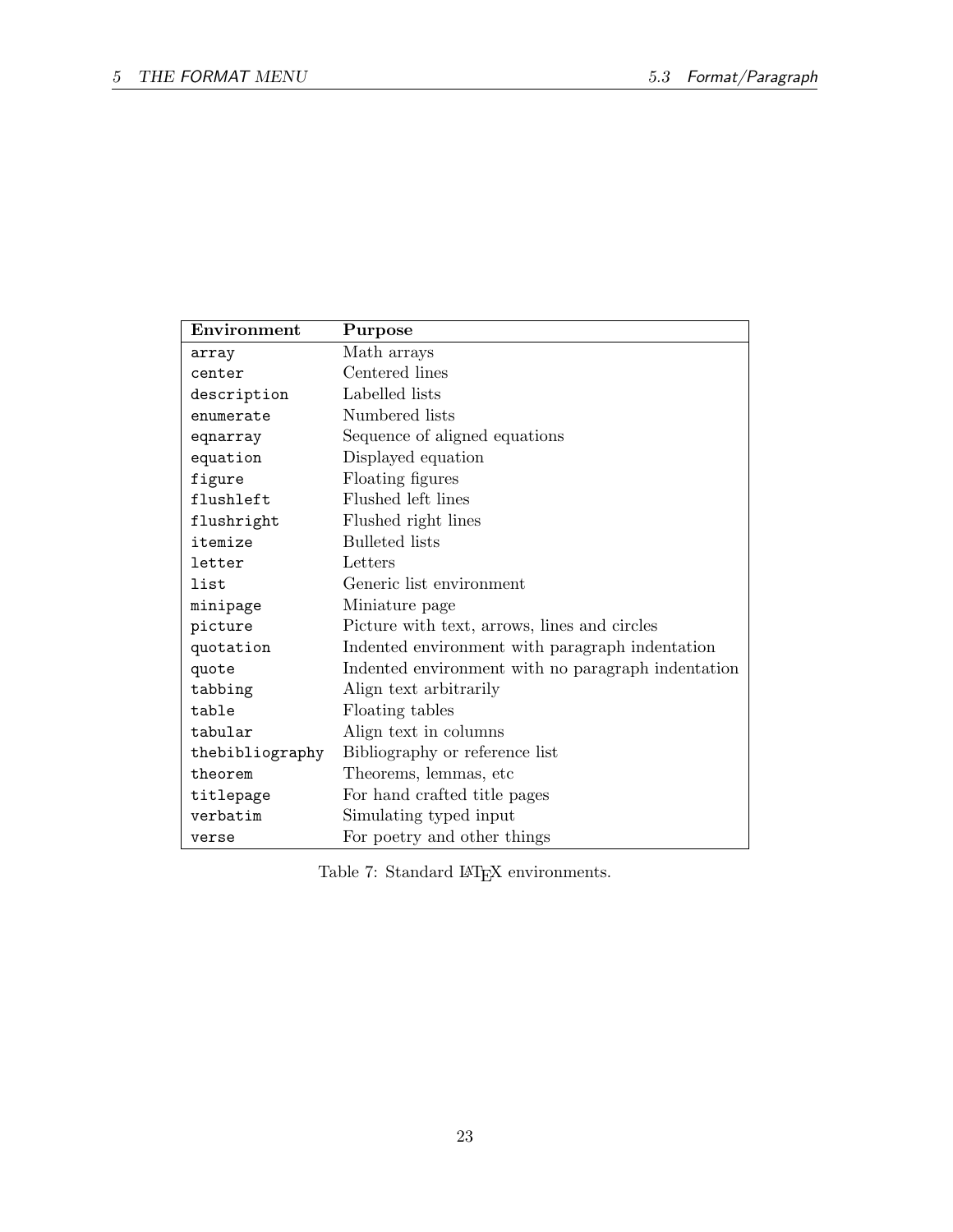| Environment | Purpose |
|---|---|
| `array` | Math arrays |
| `center` | Centered lines |
| `description` | Labelled lists |
| `enumerate` | Numbered lists |
| `eqnarray` | Sequence of aligned equations |
| `equation` | Displayed equation |
| `figure` | Floating figures |
| `flushleft` | Flushed left lines |
| `flushright` | Flushed right lines |
| `itemize` | Bulleted lists |
| `letter` | Letters |
| `list` | Generic list environment |
| `minipage` | Miniature page |
| `picture` | Picture with text, arrows, lines and circles |
| `quotation` | Indented environment with paragraph indentation |
| `quote` | Indented environment with no paragraph indentation |
| `tabbing` | Align text arbitrarily |
| `table` | Floating tables |
| `tabular` | Align text in columns |
| `thebibliography` | Bibliography or reference list |
| `theorem` | Theorems, lemmas, etc |
| `titlepage` | For hand crafted title pages |
| `verbatim` | Simulating typed input |
| `verse` | For poetry and other things |

Table 7: Standard LaTeX environments.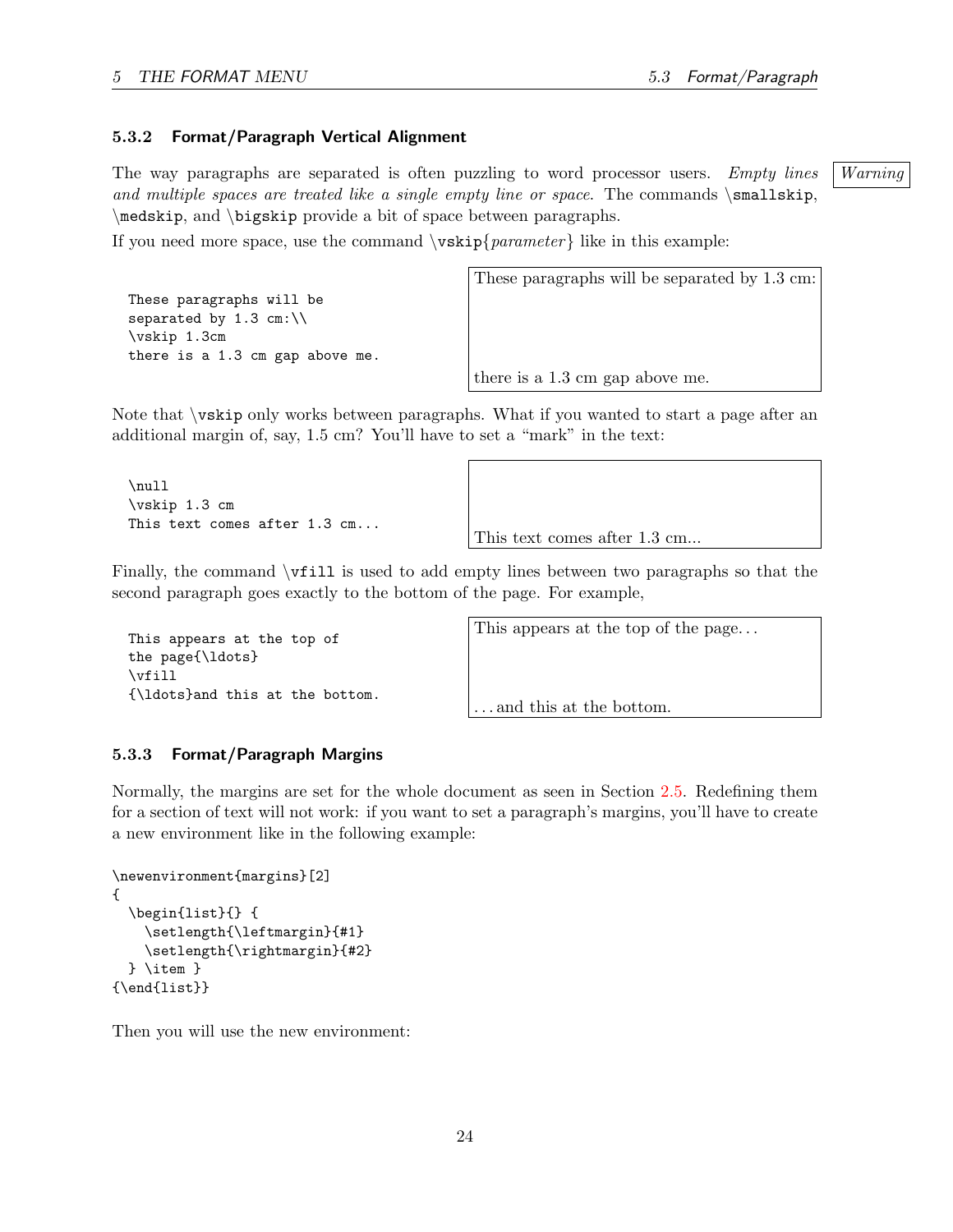### 5.3.2 Format/Paragraph Vertical Alignment

The way paragraphs are separated is often puzzling to word processor users. *Empty lines and multiple spaces are treated like a single empty line or space.* The commands `\smallskip`, `\medskip`, and `\bigskip` provide a bit of space between paragraphs.

*Warning*

If you need more space, use the command `\vskip{`*parameter*`}` like in this example:

```
These paragraphs will be
separated by 1.3 cm:\\
\vskip 1.3cm
there is a 1.3 cm gap above me.
```

These paragraphs will be separated by 1.3 cm:

there is a 1.3 cm gap above me.

Note that `\vskip` only works between paragraphs. What if you wanted to start a page after an additional margin of, say, 1.5 cm? You'll have to set a "mark" in the text:

```
\null
\vskip 1.3 cm
This text comes after 1.3 cm...
```

This text comes after 1.3 cm...

Finally, the command `\vfill` is used to add empty lines between two paragraphs so that the second paragraph goes exactly to the bottom of the page. For example,

```
This appears at the top of
the page{\ldots}
\vfill
{\ldots}and this at the bottom.
```

This appears at the top of the page…

…and this at the bottom.

### 5.3.3 Format/Paragraph Margins

Normally, the margins are set for the whole document as seen in Section 2.5. Redefining them for a section of text will not work: if you want to set a paragraph's margins, you'll have to create a new environment like in the following example:

```
\newenvironment{margins}[2]
{
  \begin{list}{} {
    \setlength{\leftmargin}{#1}
    \setlength{\rightmargin}{#2}
  } \item }
{\end{list}}
```

Then you will use the new environment: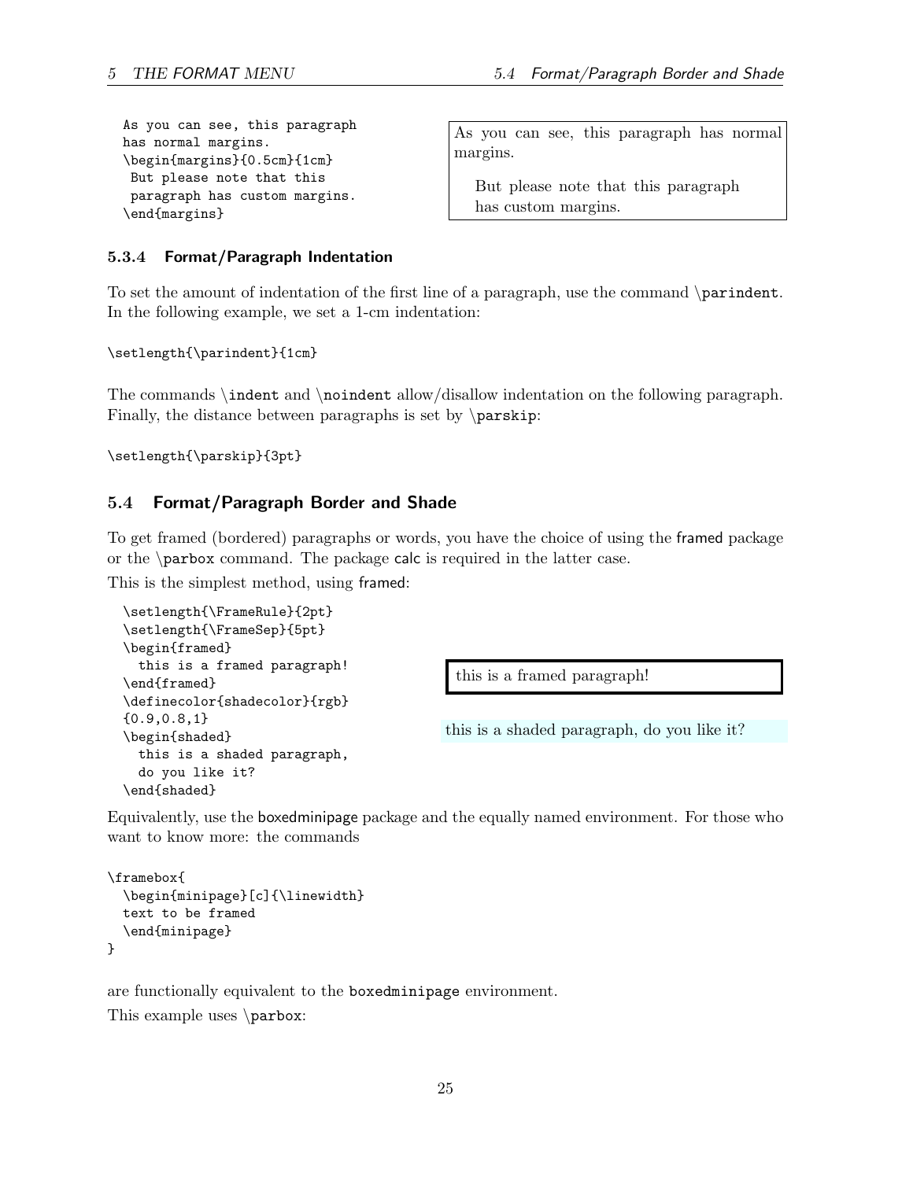```
As you can see, this paragraph
has normal margins.
\begin{margins}{0.5cm}{1cm}
 But please note that this
 paragraph has custom margins.
\end{margins}
```

As you can see, this paragraph has normal margins.

But please note that this paragraph has custom margins.

### 5.3.4 Format/Paragraph Indentation

To set the amount of indentation of the first line of a paragraph, use the command `\parindent`. In the following example, we set a 1-cm indentation:

```
\setlength{\parindent}{1cm}
```

The commands `\indent` and `\noindent` allow/disallow indentation on the following paragraph. Finally, the distance between paragraphs is set by `\parskip`:

```
\setlength{\parskip}{3pt}
```

## 5.4 Format/Paragraph Border and Shade

To get framed (bordered) paragraphs or words, you have the choice of using the framed package or the `\parbox` command. The package calc is required in the latter case.

This is the simplest method, using framed:

```
\setlength{\FrameRule}{2pt}
\setlength{\FrameSep}{5pt}
\begin{framed}
  this is a framed paragraph!
\end{framed}
\definecolor{shadecolor}{rgb}
{0.9,0.8,1}
\begin{shaded}
  this is a shaded paragraph,
  do you like it?
\end{shaded}
```

this is a framed paragraph!

this is a shaded paragraph, do you like it?

Equivalently, use the boxedminipage package and the equally named environment. For those who want to know more: the commands

```
\framebox{
  \begin{minipage}[c]{\linewidth}
  text to be framed
  \end{minipage}
}
```

are functionally equivalent to the `boxedminipage` environment.

This example uses `\parbox`: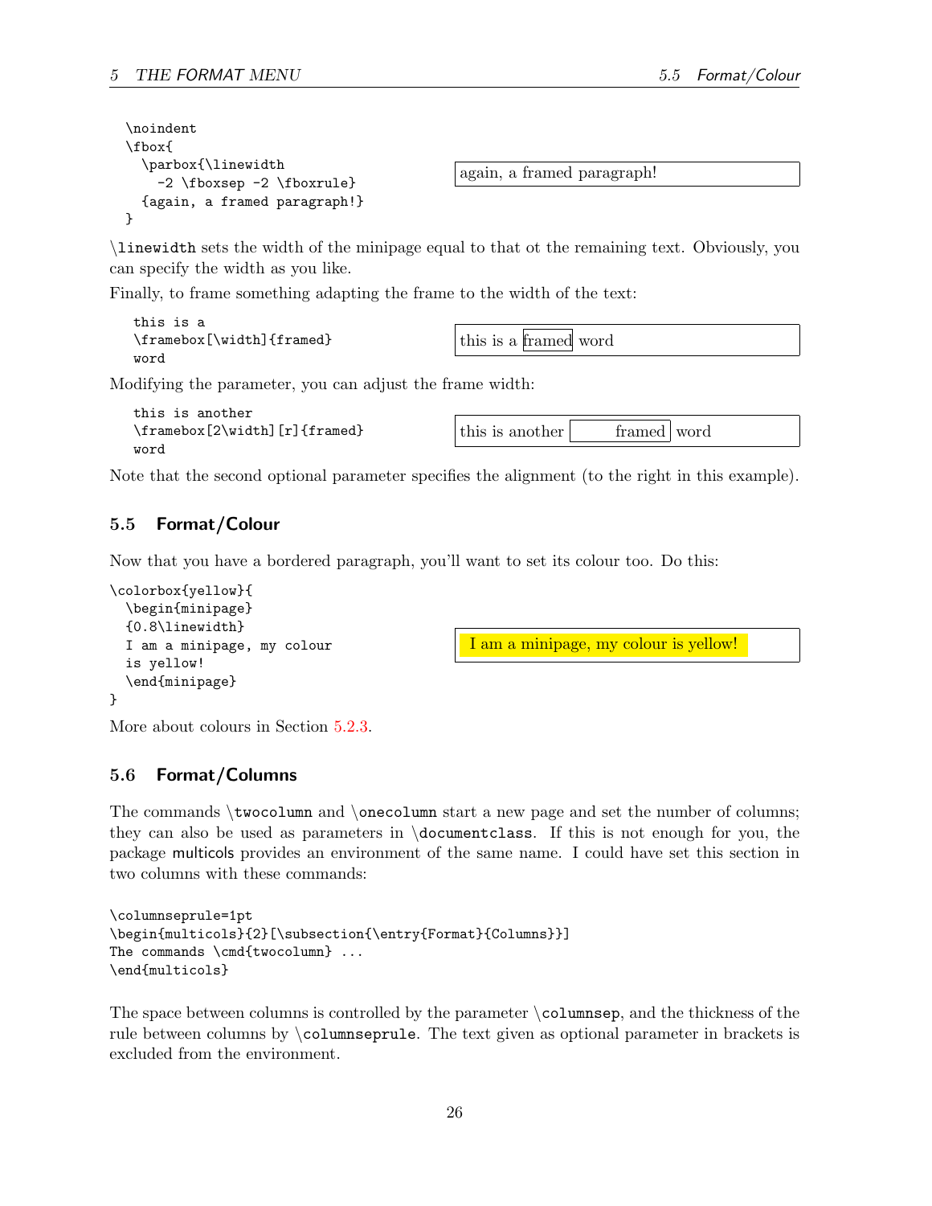```
\noindent
\fbox{
  \parbox{\linewidth
    -2 \fboxsep -2 \fboxrule}
  {again, a framed paragraph!}
}
```

again, a framed paragraph!

\linewidth sets the width of the minipage equal to that ot the remaining text. Obviously, you can specify the width as you like.

Finally, to frame something adapting the frame to the width of the text:

```
this is a
\framebox[\width]{framed}
word
```

this is a framed word

Modifying the parameter, you can adjust the frame width:

```
this is another
\framebox[2\width][r]{framed}
word
```

this is another framed word

Note that the second optional parameter specifies the alignment (to the right in this example).

## 5.5 Format/Colour

Now that you have a bordered paragraph, you'll want to set its colour too. Do this:

```
\colorbox{yellow}{
  \begin{minipage}
  {0.8\linewidth}
  I am a minipage, my colour
  is yellow!
  \end{minipage}
}
```

I am a minipage, my colour is yellow!

More about colours in Section 5.2.3.

## 5.6 Format/Columns

The commands \twocolumn and \onecolumn start a new page and set the number of columns; they can also be used as parameters in \documentclass. If this is not enough for you, the package multicols provides an environment of the same name. I could have set this section in two columns with these commands:

```
\columnseprule=1pt
\begin{multicols}{2}[\subsection{\entry{Format}{Columns}}]
The commands \cmd{twocolumn} ...
\end{multicols}
```

The space between columns is controlled by the parameter \columnsep, and the thickness of the rule between columns by \columnseprule. The text given as optional parameter in brackets is excluded from the environment.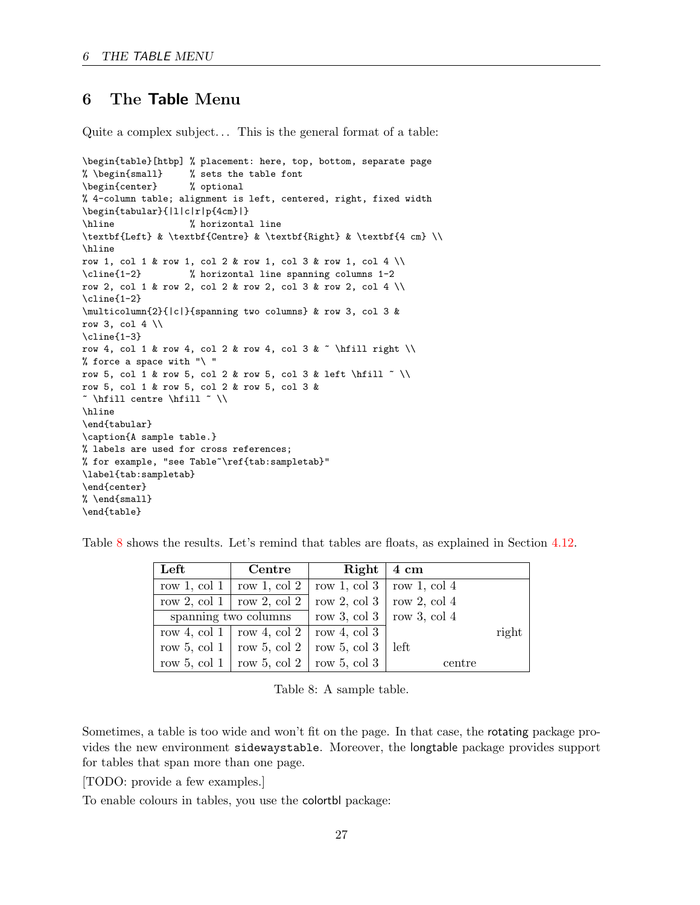## 6 The **Table** Menu

Quite a complex subject… This is the general format of a table:

```
\begin{table}[htbp] % placement: here, top, bottom, separate page
% \begin{small}     % sets the table font
\begin{center}      % optional
% 4-column table; alignment is left, centered, right, fixed width
\begin{tabular}{|l|c|r|p{4cm}|}
\hline              % horizontal line
\textbf{Left} & \textbf{Centre} & \textbf{Right} & \textbf{4 cm} \\
\hline
row 1, col 1 & row 1, col 2 & row 1, col 3 & row 1, col 4 \\
\cline{1-2}         % horizontal line spanning columns 1-2
row 2, col 1 & row 2, col 2 & row 2, col 3 & row 2, col 4 \\
\cline{1-2}
\multicolumn{2}{|c|}{spanning two columns} & row 3, col 3 &
row 3, col 4 \\
\cline{1-3}
row 4, col 1 & row 4, col 2 & row 4, col 3 & ~ \hfill right \\
% force a space with "\ "
row 5, col 1 & row 5, col 2 & row 5, col 3 & left \hfill ~ \\
row 5, col 1 & row 5, col 2 & row 5, col 3 &
~ \hfill centre \hfill ~ \\
\hline
\end{tabular}
\caption{A sample table.}
% labels are used for cross references;
% for example, "see Table~\ref{tab:sampletab}"
\label{tab:sampletab}
\end{center}
% \end{small}
\end{table}
```

Table 8 shows the results. Let's remind that tables are floats, as explained in Section 4.12.

| **Left** | **Centre** | **Right** | **4 cm** |
|---|---|---|---|
| row 1, col 1 | row 1, col 2 | row 1, col 3 | row 1, col 4 |
| row 2, col 1 | row 2, col 2 | row 2, col 3 | row 2, col 4 |
| spanning two columns | | row 3, col 3 | row 3, col 4 |
| row 4, col 1 | row 4, col 2 | row 4, col 3 | right |
| row 5, col 1 | row 5, col 2 | row 5, col 3 | left |
| row 5, col 1 | row 5, col 2 | row 5, col 3 | centre |

Table 8: A sample table.

Sometimes, a table is too wide and won't fit on the page. In that case, the rotating package provides the new environment `sidewaystable`. Moreover, the longtable package provides support for tables that span more than one page.

[TODO: provide a few examples.]

To enable colours in tables, you use the colortbl package: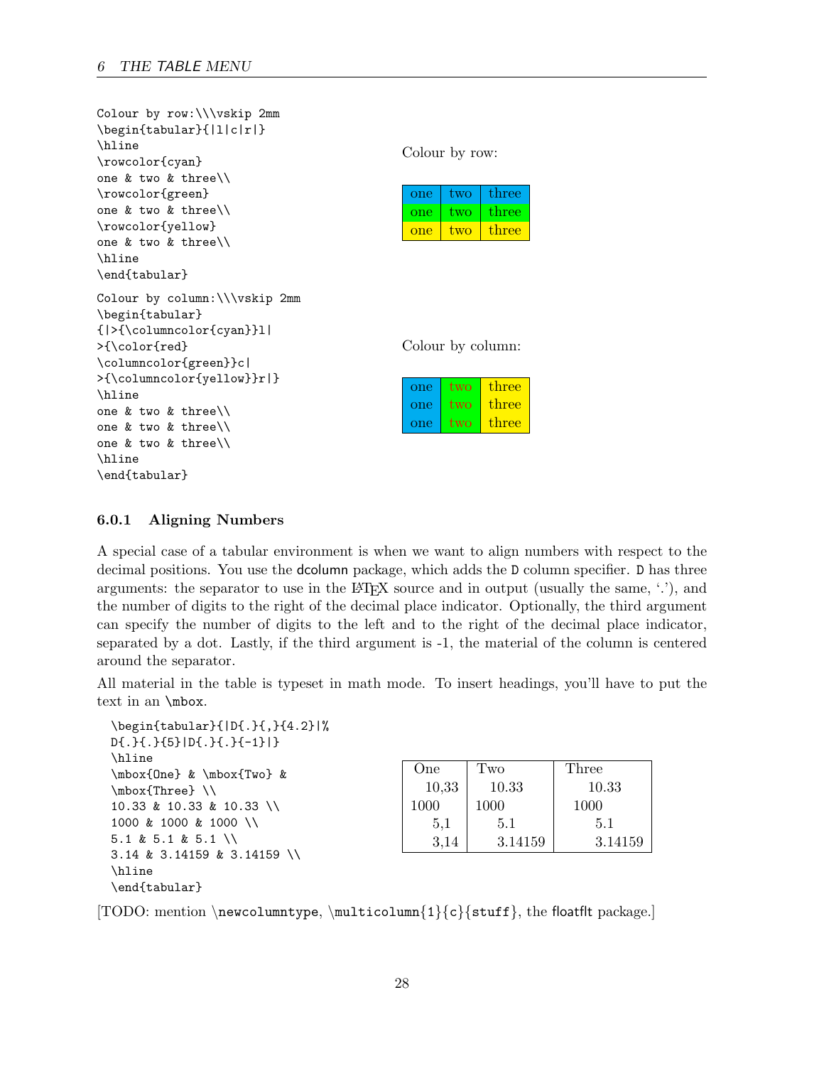```
Colour by row:\\\vskip 2mm
\begin{tabular}{|l|c|r|}
\hline
\rowcolor{cyan}
one & two & three\\
\rowcolor{green}
one & two & three\\
\rowcolor{yellow}
one & two & three\\
\hline
\end{tabular}
```

Colour by row:

| one | two | three |
|---|---|---|
| one | two | three |
| one | two | three |

```
Colour by column:\\\vskip 2mm
\begin{tabular}
{|>{\columncolor{cyan}}l|
>{\color{red}
\columncolor{green}}c|
>{\columncolor{yellow}}r|}
\hline
one & two & three\\
one & two & three\\
one & two & three\\
\hline
\end{tabular}
```

Colour by column:

| one | two | three |
|---|---|---|
| one | two | three |
| one | two | three |

### 6.0.1 Aligning Numbers

A special case of a tabular environment is when we want to align numbers with respect to the decimal positions. You use the dcolumn package, which adds the `D` column specifier. `D` has three arguments: the separator to use in the LaTeX source and in output (usually the same, '.'), and the number of digits to the right of the decimal place indicator. Optionally, the third argument can specify the number of digits to the left and to the right of the decimal place indicator, separated by a dot. Lastly, if the third argument is -1, the material of the column is centered around the separator.

All material in the table is typeset in math mode. To insert headings, you'll have to put the text in an `\mbox`.

```
\begin{tabular}{|D{.}{,}{4.2}|%
D{.}{.}{5}|D{.}{.}{-1}|}
\hline
\mbox{One} & \mbox{Two} &
\mbox{Three} \\
10.33 & 10.33 & 10.33 \\
1000 & 1000 & 1000 \\
5.1 & 5.1 & 5.1 \\
3.14 & 3.14159 & 3.14159 \\
\hline
\end{tabular}
```

| One | Two | Three |
|---|---|---|
| 10,33 | 10.33 | 10.33 |
| 1000 | 1000 | 1000 |
| 5,1 | 5.1 | 5.1 |
| 3,14 | 3.14159 | 3.14159 |

[TODO: mention `\newcolumntype`, `\multicolumn{1}{c}{stuff}`, the floatflt package.]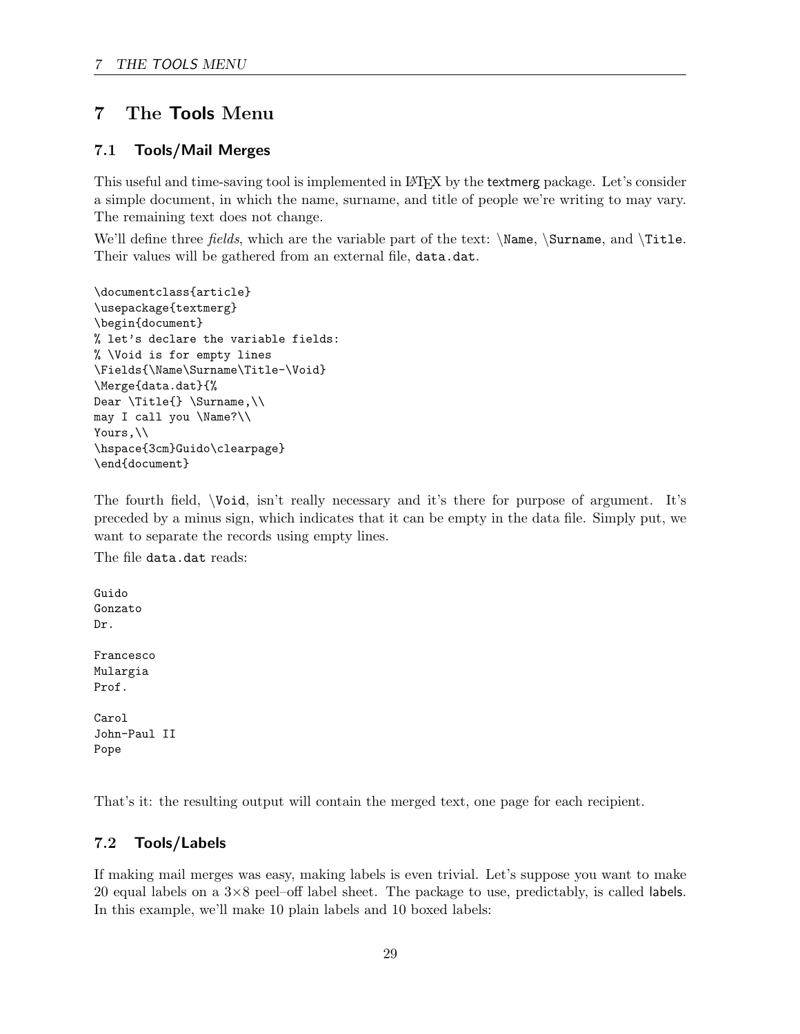# 7 The Tools Menu

## 7.1 Tools/Mail Merges

This useful and time-saving tool is implemented in LaTeX by the textmerg package. Let's consider a simple document, in which the name, surname, and title of people we're writing to may vary. The remaining text does not change.

We'll define three *fields*, which are the variable part of the text: `\Name`, `\Surname`, and `\Title`. Their values will be gathered from an external file, `data.dat`.

```
\documentclass{article}
\usepackage{textmerg}
\begin{document}
% let's declare the variable fields:
% \Void is for empty lines
\Fields{\Name\Surname\Title-\Void}
\Merge{data.dat}{%
Dear \Title{} \Surname,\\
may I call you \Name?\\
Yours,\\
\hspace{3cm}Guido\clearpage}
\end{document}
```

The fourth field, `\Void`, isn't really necessary and it's there for purpose of argument. It's preceded by a minus sign, which indicates that it can be empty in the data file. Simply put, we want to separate the records using empty lines.

The file `data.dat` reads:

```
Guido
Gonzato
Dr.

Francesco
Mulargia
Prof.

Carol
John-Paul II
Pope
```

That's it: the resulting output will contain the merged text, one page for each recipient.

## 7.2 Tools/Labels

If making mail merges was easy, making labels is even trivial. Let's suppose you want to make 20 equal labels on a 3×8 peel–off label sheet. The package to use, predictably, is called labels. In this example, we'll make 10 plain labels and 10 boxed labels: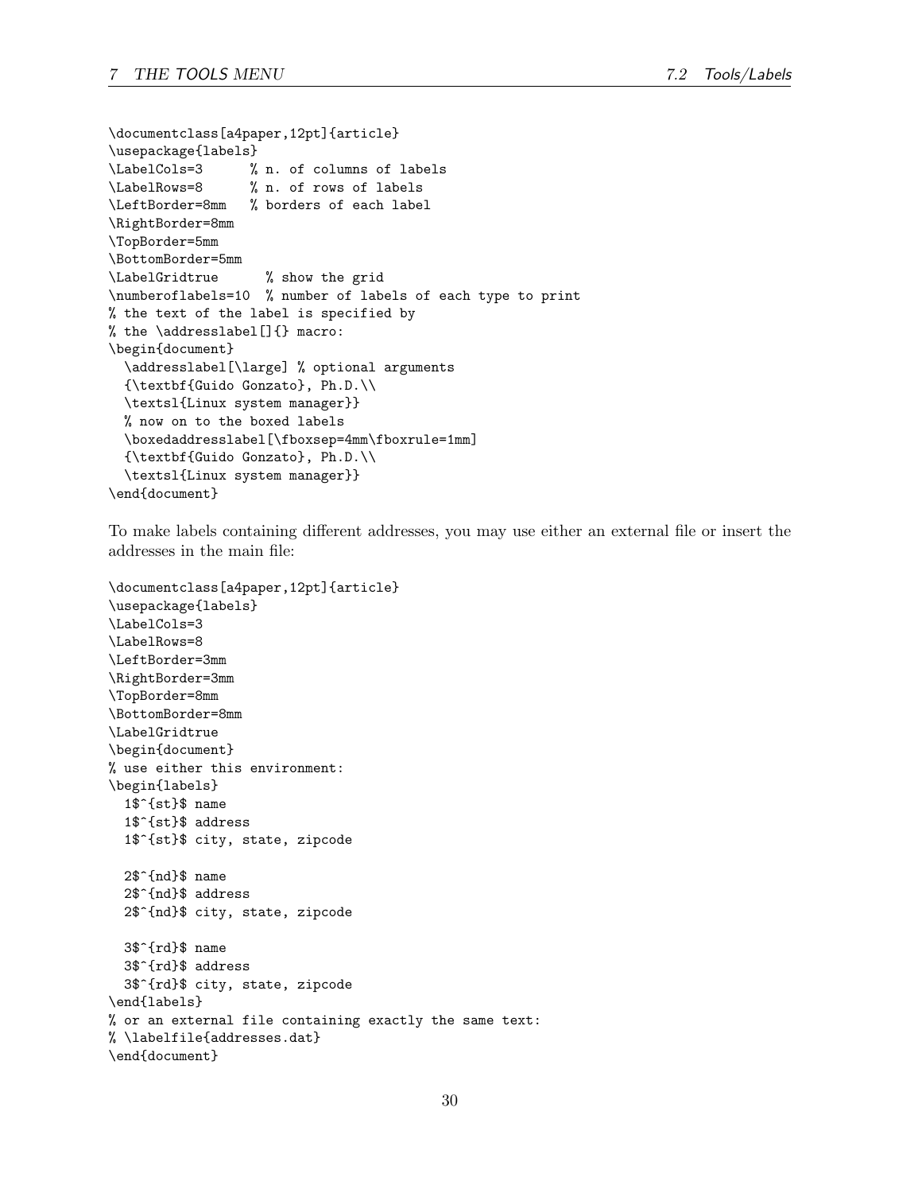```
\documentclass[a4paper,12pt]{article}
\usepackage{labels}
\LabelCols=3      % n. of columns of labels
\LabelRows=8      % n. of rows of labels
\LeftBorder=8mm   % borders of each label
\RightBorder=8mm
\TopBorder=5mm
\BottomBorder=5mm
\LabelGridtrue      % show the grid
\numberoflabels=10  % number of labels of each type to print
% the text of the label is specified by
% the \addresslabel[]{} macro:
\begin{document}
  \addresslabel[\large] % optional arguments
  {\textbf{Guido Gonzato}, Ph.D.\\
  \textsl{Linux system manager}}
  % now on to the boxed labels
  \boxedaddresslabel[\fboxsep=4mm\fboxrule=1mm]
  {\textbf{Guido Gonzato}, Ph.D.\\
  \textsl{Linux system manager}}
\end{document}
```

To make labels containing different addresses, you may use either an external file or insert the addresses in the main file:

```
\documentclass[a4paper,12pt]{article}
\usepackage{labels}
\LabelCols=3
\LabelRows=8
\LeftBorder=3mm
\RightBorder=3mm
\TopBorder=8mm
\BottomBorder=8mm
\LabelGridtrue
\begin{document}
% use either this environment:
\begin{labels}
  1$^{st}$ name
  1$^{st}$ address
  1$^{st}$ city, state, zipcode

  2$^{nd}$ name
  2$^{nd}$ address
  2$^{nd}$ city, state, zipcode

  3$^{rd}$ name
  3$^{rd}$ address
  3$^{rd}$ city, state, zipcode
\end{labels}
% or an external file containing exactly the same text:
% \labelfile{addresses.dat}
\end{document}
```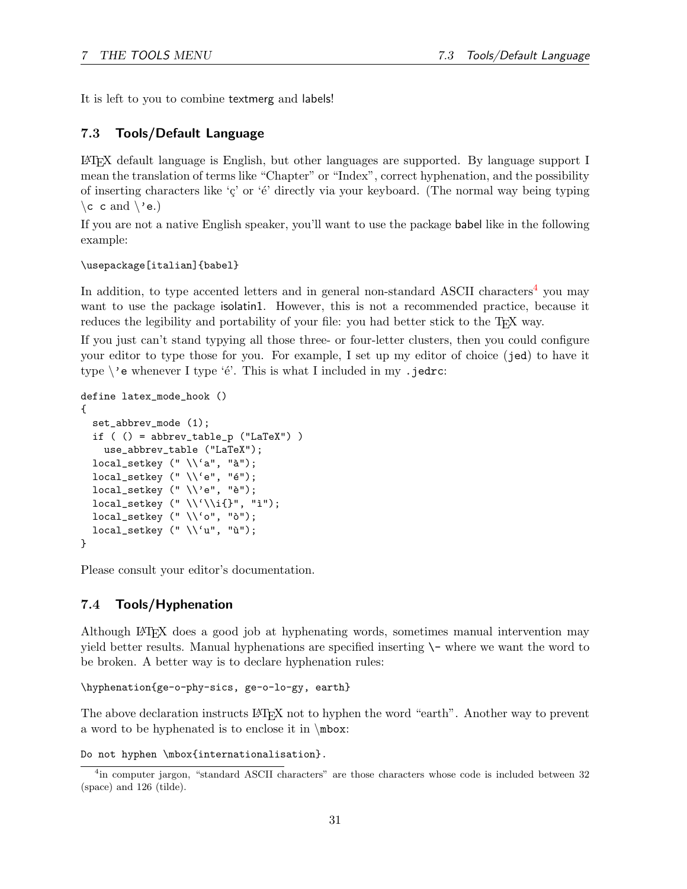It is left to you to combine textmerg and labels!

### 7.3 Tools/Default Language

LaTeX default language is English, but other languages are supported. By language support I mean the translation of terms like "Chapter" or "Index", correct hyphenation, and the possibility of inserting characters like 'ç' or 'é' directly via your keyboard. (The normal way being typing `\c c` and `\'e`.)

If you are not a native English speaker, you'll want to use the package babel like in the following example:

```
\usepackage[italian]{babel}
```

In addition, to type accented letters and in general non-standard ASCII characters[4] you may want to use the package isolatin1. However, this is not a recommended practice, because it reduces the legibility and portability of your file: you had better stick to the TeX way.

If you just can't stand typying all those three- or four-letter clusters, then you could configure your editor to type those for you. For example, I set up my editor of choice (`jed`) to have it type `\'e` whenever I type 'é'. This is what I included in my `.jedrc`:

```
define latex_mode_hook ()
{
  set_abbrev_mode (1);
  if ( () = abbrev_table_p ("LaTeX") )
    use_abbrev_table ("LaTeX");
  local_setkey (" \\`a", "à");
  local_setkey (" \\'e", "é");
  local_setkey (" \\`e", "è");
  local_setkey (" \\`\\i{}", "ì");
  local_setkey (" \\`o", "ò");
  local_setkey (" \\`u", "ù");
}
```

Please consult your editor's documentation.

### 7.4 Tools/Hyphenation

Although LaTeX does a good job at hyphenating words, sometimes manual intervention may yield better results. Manual hyphenations are specified inserting `\-` where we want the word to be broken. A better way is to declare hyphenation rules:

```
\hyphenation{ge-o-phy-sics, ge-o-lo-gy, earth}
```

The above declaration instructs LaTeX not to hyphen the word "earth". Another way to prevent a word to be hyphenated is to enclose it in `\mbox`:

```
Do not hyphen \mbox{internationalisation}.
```

[4] in computer jargon, "standard ASCII characters" are those characters whose code is included between 32 (space) and 126 (tilde).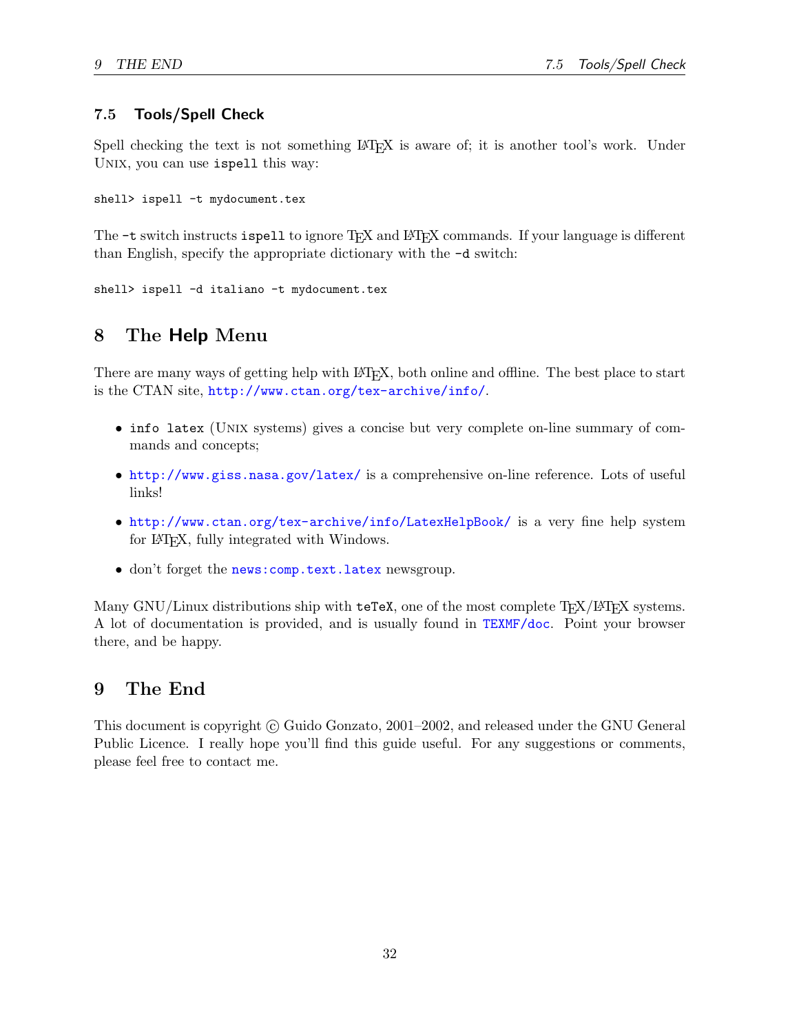### 7.5 Tools/Spell Check

Spell checking the text is not something LaTeX is aware of; it is another tool's work. Under Unix, you can use `ispell` this way:

```
shell> ispell -t mydocument.tex
```

The `-t` switch instructs `ispell` to ignore TeX and LaTeX commands. If your language is different than English, specify the appropriate dictionary with the `-d` switch:

```
shell> ispell -d italiano -t mydocument.tex
```

## 8 The Help Menu

There are many ways of getting help with LaTeX, both online and offline. The best place to start is the CTAN site, `http://www.ctan.org/tex-archive/info/`.

- `info latex` (Unix systems) gives a concise but very complete on-line summary of commands and concepts;
- `http://www.giss.nasa.gov/latex/` is a comprehensive on-line reference. Lots of useful links!
- `http://www.ctan.org/tex-archive/info/LatexHelpBook/` is a very fine help system for LaTeX, fully integrated with Windows.
- don't forget the `news:comp.text.latex` newsgroup.

Many GNU/Linux distributions ship with `teTeX`, one of the most complete TeX/LaTeX systems. A lot of documentation is provided, and is usually found in `TEXMF/doc`. Point your browser there, and be happy.

## 9 The End

This document is copyright © Guido Gonzato, 2001–2002, and released under the GNU General Public Licence. I really hope you'll find this guide useful. For any suggestions or comments, please feel free to contact me.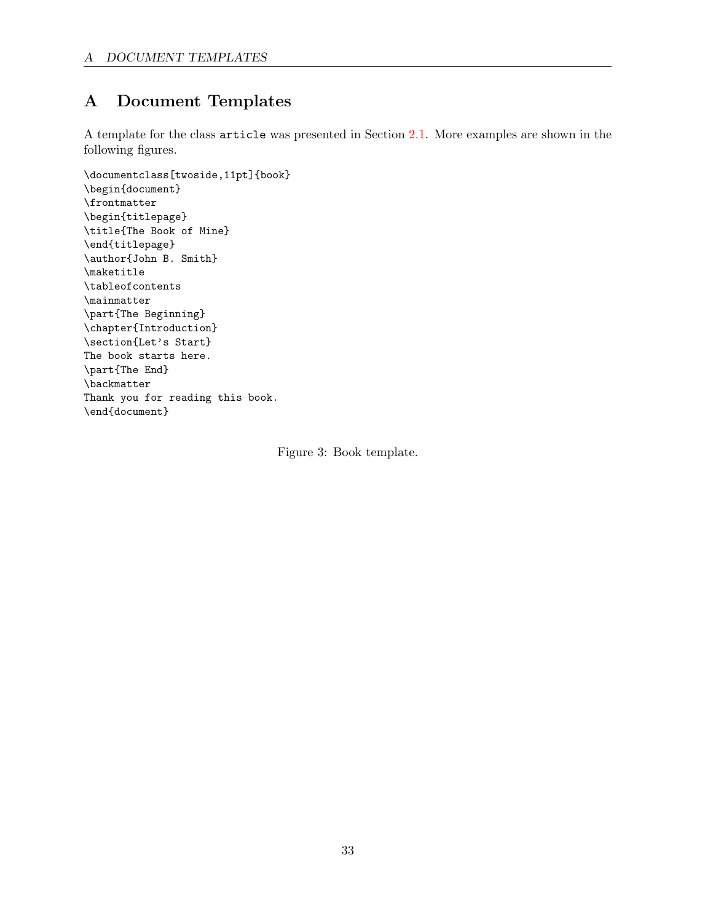# A Document Templates

A template for the class `article` was presented in Section 2.1. More examples are shown in the following figures.

```
\documentclass[twoside,11pt]{book}
\begin{document}
\frontmatter
\begin{titlepage}
\title{The Book of Mine}
\end{titlepage}
\author{John B. Smith}
\maketitle
\tableofcontents
\mainmatter
\part{The Beginning}
\chapter{Introduction}
\section{Let's Start}
The book starts here.
\part{The End}
\backmatter
Thank you for reading this book.
\end{document}
```

Figure 3: Book template.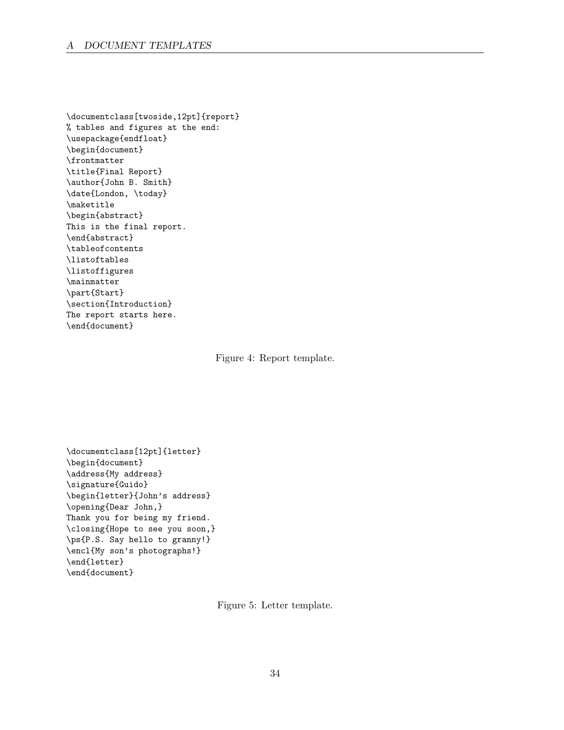```
\documentclass[twoside,12pt]{report}
% tables and figures at the end:
\usepackage{endfloat}
\begin{document}
\frontmatter
\title{Final Report}
\author{John B. Smith}
\date{London, \today}
\maketitle
\begin{abstract}
This is the final report.
\end{abstract}
\tableofcontents
\listoftables
\listoffigures
\mainmatter
\part{Start}
\section{Introduction}
The report starts here.
\end{document}
```

Figure 4: Report template.

```
\documentclass[12pt]{letter}
\begin{document}
\address{My address}
\signature{Guido}
\begin{letter}{John's address}
\opening{Dear John,}
Thank you for being my friend.
\closing{Hope to see you soon,}
\ps{P.S. Say hello to granny!}
\encl{My son's photographs!}
\end{letter}
\end{document}
```

Figure 5: Letter template.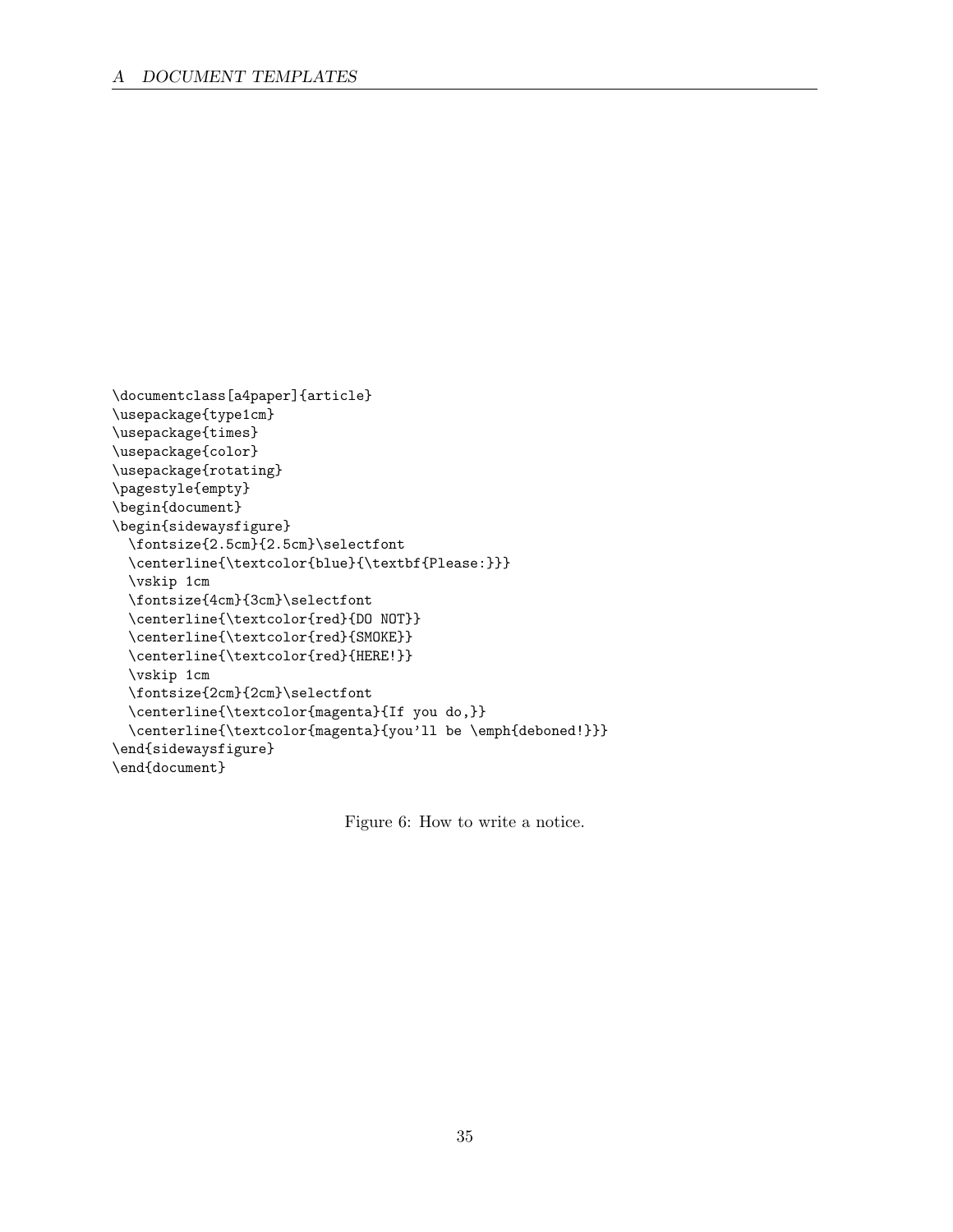```
\documentclass[a4paper]{article}
\usepackage{type1cm}
\usepackage{times}
\usepackage{color}
\usepackage{rotating}
\pagestyle{empty}
\begin{document}
\begin{sidewaysfigure}
  \fontsize{2.5cm}{2.5cm}\selectfont
  \centerline{\textcolor{blue}{\textbf{Please:}}}
  \vskip 1cm
  \fontsize{4cm}{3cm}\selectfont
  \centerline{\textcolor{red}{DO NOT}}
  \centerline{\textcolor{red}{SMOKE}}
  \centerline{\textcolor{red}{HERE!}}
  \vskip 1cm
  \fontsize{2cm}{2cm}\selectfont
  \centerline{\textcolor{magenta}{If you do,}}
  \centerline{\textcolor{magenta}{you'll be \emph{deboned!}}}
\end{sidewaysfigure}
\end{document}
```

Figure 6: How to write a notice.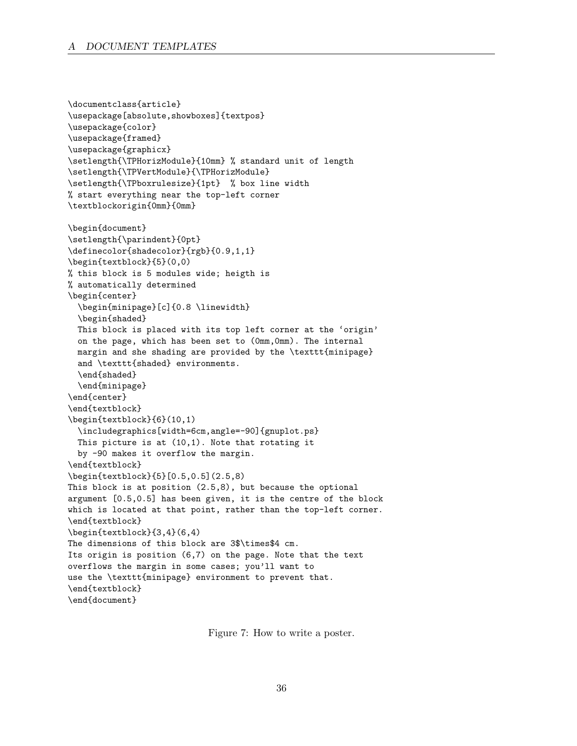```
\documentclass{article}
\usepackage[absolute,showboxes]{textpos}
\usepackage{color}
\usepackage{framed}
\usepackage{graphicx}
\setlength{\TPHorizModule}{10mm} % standard unit of length
\setlength{\TPVertModule}{\TPHorizModule}
\setlength{\TPboxrulesize}{1pt}  % box line width
% start everything near the top-left corner
\textblockorigin{0mm}{0mm}

\begin{document}
\setlength{\parindent}{0pt}
\definecolor{shadecolor}{rgb}{0.9,1,1}
\begin{textblock}{5}(0,0)
% this block is 5 modules wide; heigth is
% automatically determined
\begin{center}
  \begin{minipage}[c]{0.8 \linewidth}
  \begin{shaded}
  This block is placed with its top left corner at the ‘origin’
  on the page, which has been set to (0mm,0mm). The internal
  margin and she shading are provided by the \texttt{minipage}
  and \texttt{shaded} environments.
  \end{shaded}
  \end{minipage}
\end{center}
\end{textblock}
\begin{textblock}{6}(10,1)
  \includegraphics[width=6cm,angle=-90]{gnuplot.ps}
  This picture is at (10,1). Note that rotating it
  by -90 makes it overflow the margin.
\end{textblock}
\begin{textblock}{5}[0.5,0.5](2.5,8)
This block is at position (2.5,8), but because the optional
argument [0.5,0.5] has been given, it is the centre of the block
which is located at that point, rather than the top-left corner.
\end{textblock}
\begin{textblock}{3,4}(6,4)
The dimensions of this block are 3$\times$4 cm.
Its origin is position (6,7) on the page. Note that the text
overflows the margin in some cases; you’ll want to
use the \texttt{minipage} environment to prevent that.
\end{textblock}
\end{document}
```

Figure 7: How to write a poster.